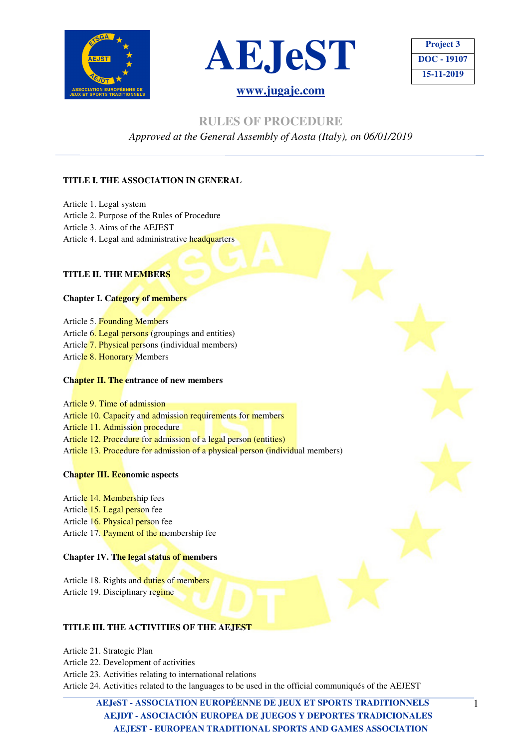# AEJeST

**www.jugaje.com**

| Project 3 |
|---|
| DOC - 19107 |
| 15-11-2019 |

## RULES OF PROCEDURE

*Approved at the General Assembly of Aosta (Italy), on 06/01/2019*

---

### TITLE I. THE ASSOCIATION IN GENERAL

Article 1. Legal system
Article 2. Purpose of the Rules of Procedure
Article 3. Aims of the AEJEST
Article 4. Legal and administrative headquarters

### TITLE II. THE MEMBERS

#### Chapter I. Category of members

Article 5. Founding Members
Article 6. Legal persons (groupings and entities)
Article 7. Physical persons (individual members)
Article 8. Honorary Members

#### Chapter II. The entrance of new members

Article 9. Time of admission
Article 10. Capacity and admission requirements for members
Article 11. Admission procedure
Article 12. Procedure for admission of a legal person (entities)
Article 13. Procedure for admission of a physical person (individual members)

#### Chapter III. Economic aspects

Article 14. Membership fees
Article 15. Legal person fee
Article 16. Physical person fee
Article 17. Payment of the membership fee

#### Chapter IV. The legal status of members

Article 18. Rights and duties of members
Article 19. Disciplinary regime

### TITLE III. THE ACTIVITIES OF THE AEJEST

Article 21. Strategic Plan
Article 22. Development of activities
Article 23. Activities relating to international relations
Article 24. Activities related to the languages to be used in the official communiqués of the AEJEST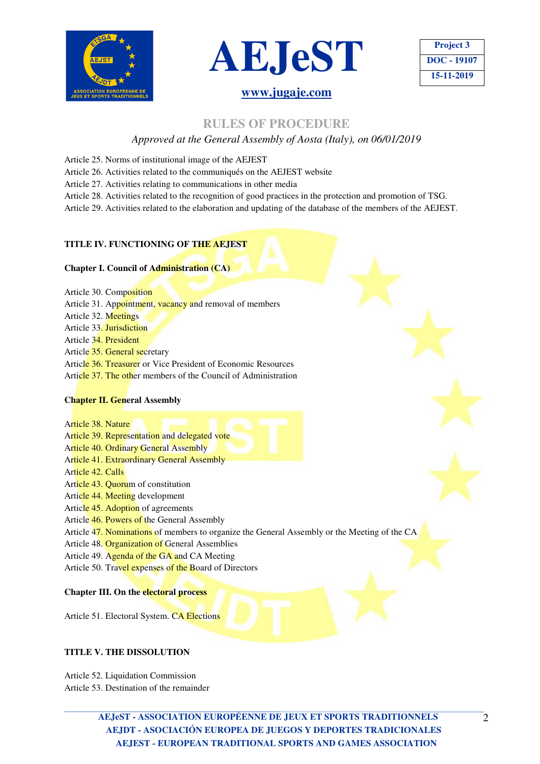## RULES OF PROCEDURE

*Approved at the General Assembly of Aosta (Italy), on 06/01/2019*

Article 25. Norms of institutional image of the AEJEST
Article 26. Activities related to the communiqués on the AEJEST website
Article 27. Activities relating to communications in other media
Article 28. Activities related to the recognition of good practices in the protection and promotion of TSG.
Article 29. Activities related to the elaboration and updating of the database of the members of the AEJEST.

**TITLE IV. FUNCTIONING OF THE AEJEST**

**Chapter I. Council of Administration (CA)**

Article 30. Composition
Article 31. Appointment, vacancy and removal of members
Article 32. Meetings
Article 33. Jurisdiction
Article 34. President
Article 35. General secretary
Article 36. Treasurer or Vice President of Economic Resources
Article 37. The other members of the Council of Administration

**Chapter II. General Assembly**

Article 38. Nature
Article 39. Representation and delegated vote
Article 40. Ordinary General Assembly
Article 41. Extraordinary General Assembly
Article 42. Calls
Article 43. Quorum of constitution
Article 44. Meeting development
Article 45. Adoption of agreements
Article 46. Powers of the General Assembly
Article 47. Nominations of members to organize the General Assembly or the Meeting of the CA
Article 48. Organization of General Assemblies
Article 49. Agenda of the GA and CA Meeting
Article 50. Travel expenses of the Board of Directors

**Chapter III. On the electoral process**

Article 51. Electoral System. CA Elections

**TITLE V. THE DISSOLUTION**

Article 52. Liquidation Commission
Article 53. Destination of the remainder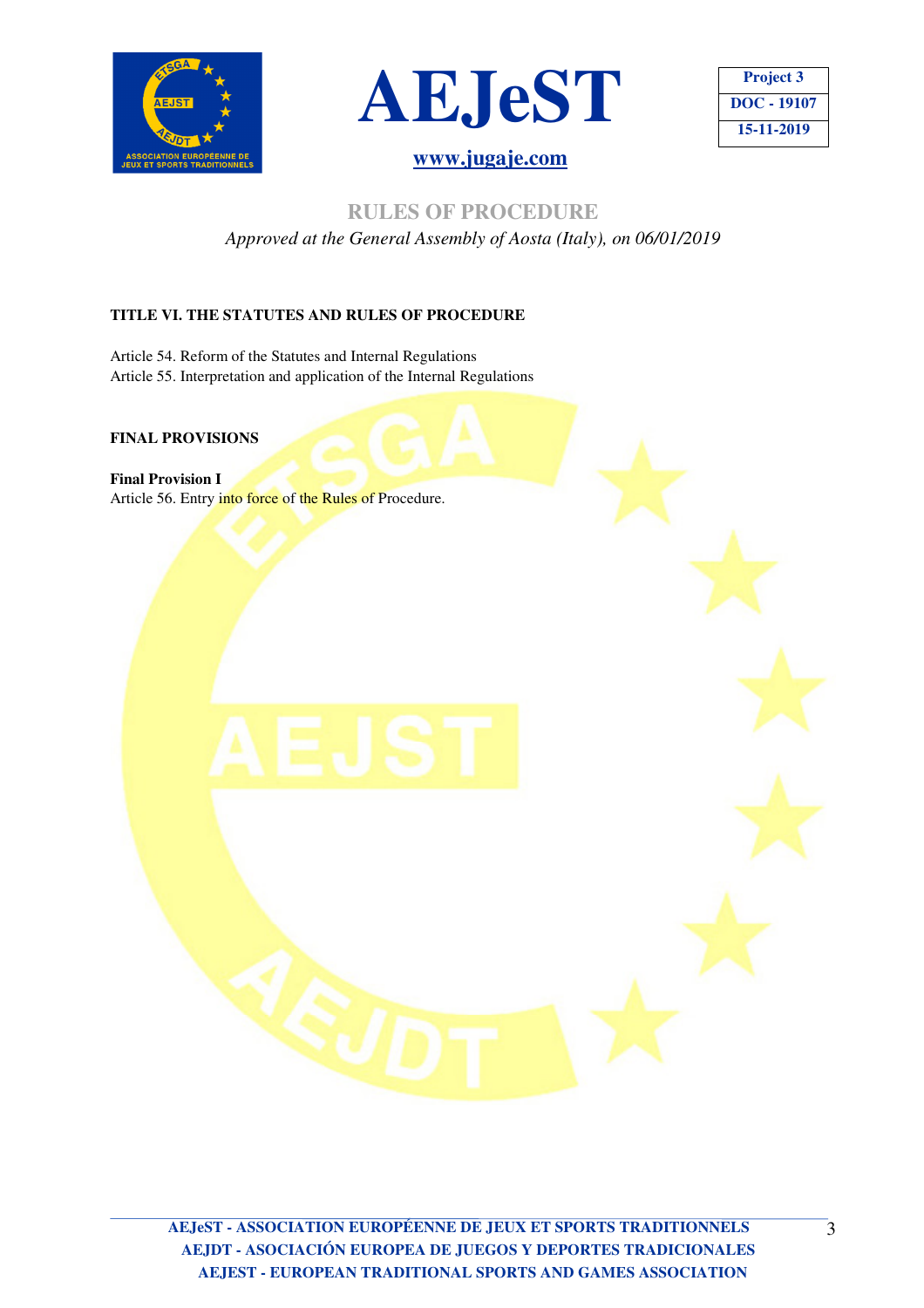**TITLE VI. THE STATUTES AND RULES OF PROCEDURE**

Article 54. Reform of the Statutes and Internal Regulations
Article 55. Interpretation and application of the Internal Regulations

**FINAL PROVISIONS**

**Final Provision I**
Article 56. Entry into force of the Rules of Procedure.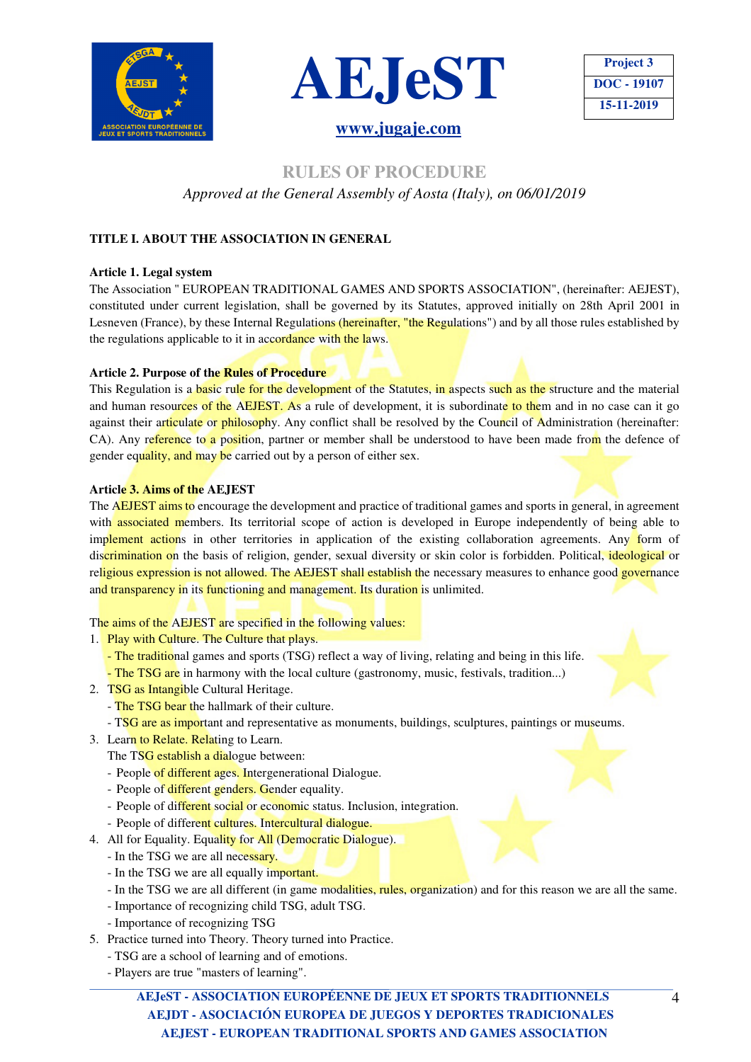# RULES OF PROCEDURE

*Approved at the General Assembly of Aosta (Italy), on 06/01/2019*

## TITLE I. ABOUT THE ASSOCIATION IN GENERAL

### Article 1. Legal system

The Association " EUROPEAN TRADITIONAL GAMES AND SPORTS ASSOCIATION", (hereinafter: AEJEST), constituted under current legislation, shall be governed by its Statutes, approved initially on 28th April 2001 in Lesneven (France), by these Internal Regulations (hereinafter, "the Regulations") and by all those rules established by the regulations applicable to it in accordance with the laws.

### Article 2. Purpose of the Rules of Procedure

This Regulation is a basic rule for the development of the Statutes, in aspects such as the structure and the material and human resources of the AEJEST. As a rule of development, it is subordinate to them and in no case can it go against their articulate or philosophy. Any conflict shall be resolved by the Council of Administration (hereinafter: CA). Any reference to a position, partner or member shall be understood to have been made from the defence of gender equality, and may be carried out by a person of either sex.

### Article 3. Aims of the AEJEST

The AEJEST aims to encourage the development and practice of traditional games and sports in general, in agreement with associated members. Its territorial scope of action is developed in Europe independently of being able to implement actions in other territories in application of the existing collaboration agreements. Any form of discrimination on the basis of religion, gender, sexual diversity or skin color is forbidden. Political, ideological or religious expression is not allowed. The AEJEST shall establish the necessary measures to enhance good governance and transparency in its functioning and management. Its duration is unlimited.

The aims of the AEJEST are specified in the following values:

1. Play with Culture. The Culture that plays.
   - The traditional games and sports (TSG) reflect a way of living, relating and being in this life.
   - The TSG are in harmony with the local culture (gastronomy, music, festivals, tradition...)
2. TSG as Intangible Cultural Heritage.
   - The TSG bear the hallmark of their culture.
   - TSG are as important and representative as monuments, buildings, sculptures, paintings or museums.
3. Learn to Relate. Relating to Learn.
   The TSG establish a dialogue between:
   - People of different ages. Intergenerational Dialogue.
   - People of different genders. Gender equality.
   - People of different social or economic status. Inclusion, integration.
   - People of different cultures. Intercultural dialogue.
4. All for Equality. Equality for All (Democratic Dialogue).
   - In the TSG we are all necessary.
   - In the TSG we are all equally important.
   - In the TSG we are all different (in game modalities, rules, organization) and for this reason we are all the same.
   - Importance of recognizing child TSG, adult TSG.
   - Importance of recognizing TSG
5. Practice turned into Theory. Theory turned into Practice.
   - TSG are a school of learning and of emotions.
   - Players are true "masters of learning".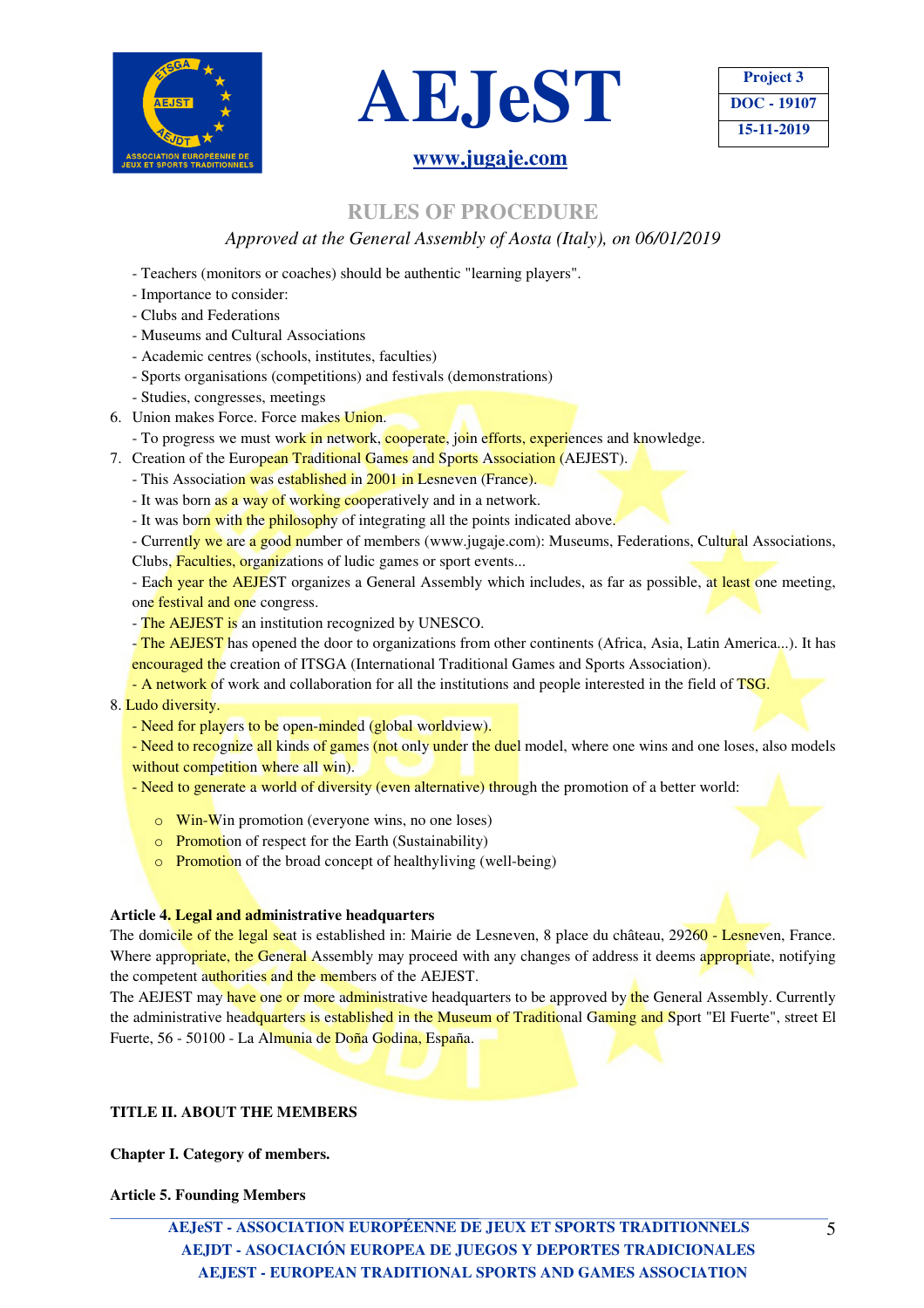- Teachers (monitors or coaches) should be authentic "learning players".
- Importance to consider:
- Clubs and Federations
- Museums and Cultural Associations
- Academic centres (schools, institutes, faculties)
- Sports organisations (competitions) and festivals (demonstrations)
- Studies, congresses, meetings

6. Union makes Force. Force makes Union.
   - To progress we must work in network, cooperate, join efforts, experiences and knowledge.
7. Creation of the European Traditional Games and Sports Association (AEJEST).
   - This Association was established in 2001 in Lesneven (France).
   - It was born as a way of working cooperatively and in a network.
   - It was born with the philosophy of integrating all the points indicated above.
   - Currently we are a good number of members (www.jugaje.com): Museums, Federations, Cultural Associations, Clubs, Faculties, organizations of ludic games or sport events...
   - Each year the AEJEST organizes a General Assembly which includes, as far as possible, at least one meeting, one festival and one congress.
   - The AEJEST is an institution recognized by UNESCO.
   - The AEJEST has opened the door to organizations from other continents (Africa, Asia, Latin America...). It has encouraged the creation of ITSGA (International Traditional Games and Sports Association).
   - A network of work and collaboration for all the institutions and people interested in the field of TSG.
8. Ludo diversity.
   - Need for players to be open-minded (global worldview).
   - Need to recognize all kinds of games (not only under the duel model, where one wins and one loses, also models without competition where all win).
   - Need to generate a world of diversity (even alternative) through the promotion of a better world:
     - Win-Win promotion (everyone wins, no one loses)
     - Promotion of respect for the Earth (Sustainability)
     - Promotion of the broad concept of healthyliving (well-being)

**Article 4. Legal and administrative headquarters**

The domicile of the legal seat is established in: Mairie de Lesneven, 8 place du château, 29260 - Lesneven, France. Where appropriate, the General Assembly may proceed with any changes of address it deems appropriate, notifying the competent authorities and the members of the AEJEST.

The AEJEST may have one or more administrative headquarters to be approved by the General Assembly. Currently the administrative headquarters is established in the Museum of Traditional Gaming and Sport "El Fuerte", street El Fuerte, 56 - 50100 - La Almunia de Doña Godina, España.

**TITLE II. ABOUT THE MEMBERS**

**Chapter I. Category of members.**

**Article 5. Founding Members**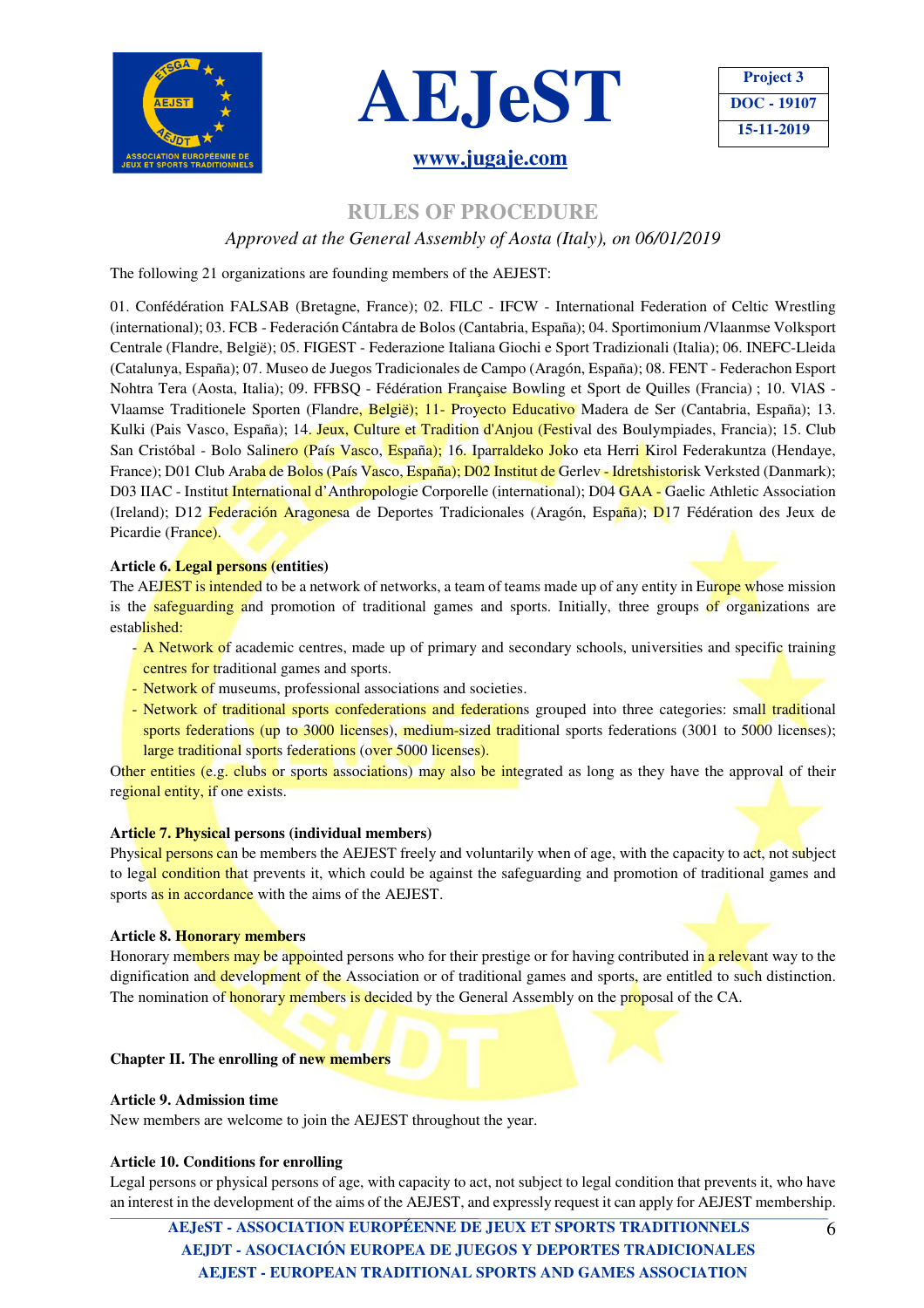## RULES OF PROCEDURE

*Approved at the General Assembly of Aosta (Italy), on 06/01/2019*

The following 21 organizations are founding members of the AEJEST:

01. Confédération FALSAB (Bretagne, France); 02. FILC - IFCW - International Federation of Celtic Wrestling (international); 03. FCB - Federación Cántabra de Bolos (Cantabria, España); 04. Sportimonium /Vlaanmse Volksport Centrale (Flandre, België); 05. FIGEST - Federazione Italiana Giochi e Sport Tradizionali (Italia); 06. INEFC-Lleida (Catalunya, España); 07. Museo de Juegos Tradicionales de Campo (Aragón, España); 08. FENT - Federachon Esport Nohtra Tera (Aosta, Italia); 09. FFBSQ - Fédération Française Bowling et Sport de Quilles (Francia) ; 10. VIAS - Vlaamse Traditionele Sporten (Flandre, België); 11- Proyecto Educativo Madera de Ser (Cantabria, España); 13. Kulki (Pais Vasco, España); 14. Jeux, Culture et Tradition d'Anjou (Festival des Boulympiades, Francia); 15. Club San Cristóbal - Bolo Salinero (País Vasco, España); 16. Iparraldeko Joko eta Herri Kirol Federakuntza (Hendaye, France); D01 Club Araba de Bolos (País Vasco, España); D02 Institut de Gerlev - Idretshistorisk Verksted (Danmark); D03 IIAC - Institut International d'Anthropologie Corporelle (international); D04 GAA - Gaelic Athletic Association (Ireland); D12 Federación Aragonesa de Deportes Tradicionales (Aragón, España); D17 Fédération des Jeux de Picardie (France).

**Article 6. Legal persons (entities)**

The AEJEST is intended to be a network of networks, a team of teams made up of any entity in Europe whose mission is the safeguarding and promotion of traditional games and sports. Initially, three groups of organizations are established:

- A Network of academic centres, made up of primary and secondary schools, universities and specific training centres for traditional games and sports.
- Network of museums, professional associations and societies.
- Network of traditional sports confederations and federations grouped into three categories: small traditional sports federations (up to 3000 licenses), medium-sized traditional sports federations (3001 to 5000 licenses); large traditional sports federations (over 5000 licenses).

Other entities (e.g. clubs or sports associations) may also be integrated as long as they have the approval of their regional entity, if one exists.

**Article 7. Physical persons (individual members)**

Physical persons can be members the AEJEST freely and voluntarily when of age, with the capacity to act, not subject to legal condition that prevents it, which could be against the safeguarding and promotion of traditional games and sports as in accordance with the aims of the AEJEST.

**Article 8. Honorary members**

Honorary members may be appointed persons who for their prestige or for having contributed in a relevant way to the dignification and development of the Association or of traditional games and sports, are entitled to such distinction. The nomination of honorary members is decided by the General Assembly on the proposal of the CA.

### Chapter II. The enrolling of new members

**Article 9. Admission time**

New members are welcome to join the AEJEST throughout the year.

**Article 10. Conditions for enrolling**

Legal persons or physical persons of age, with capacity to act, not subject to legal condition that prevents it, who have an interest in the development of the aims of the AEJEST, and expressly request it can apply for AEJEST membership.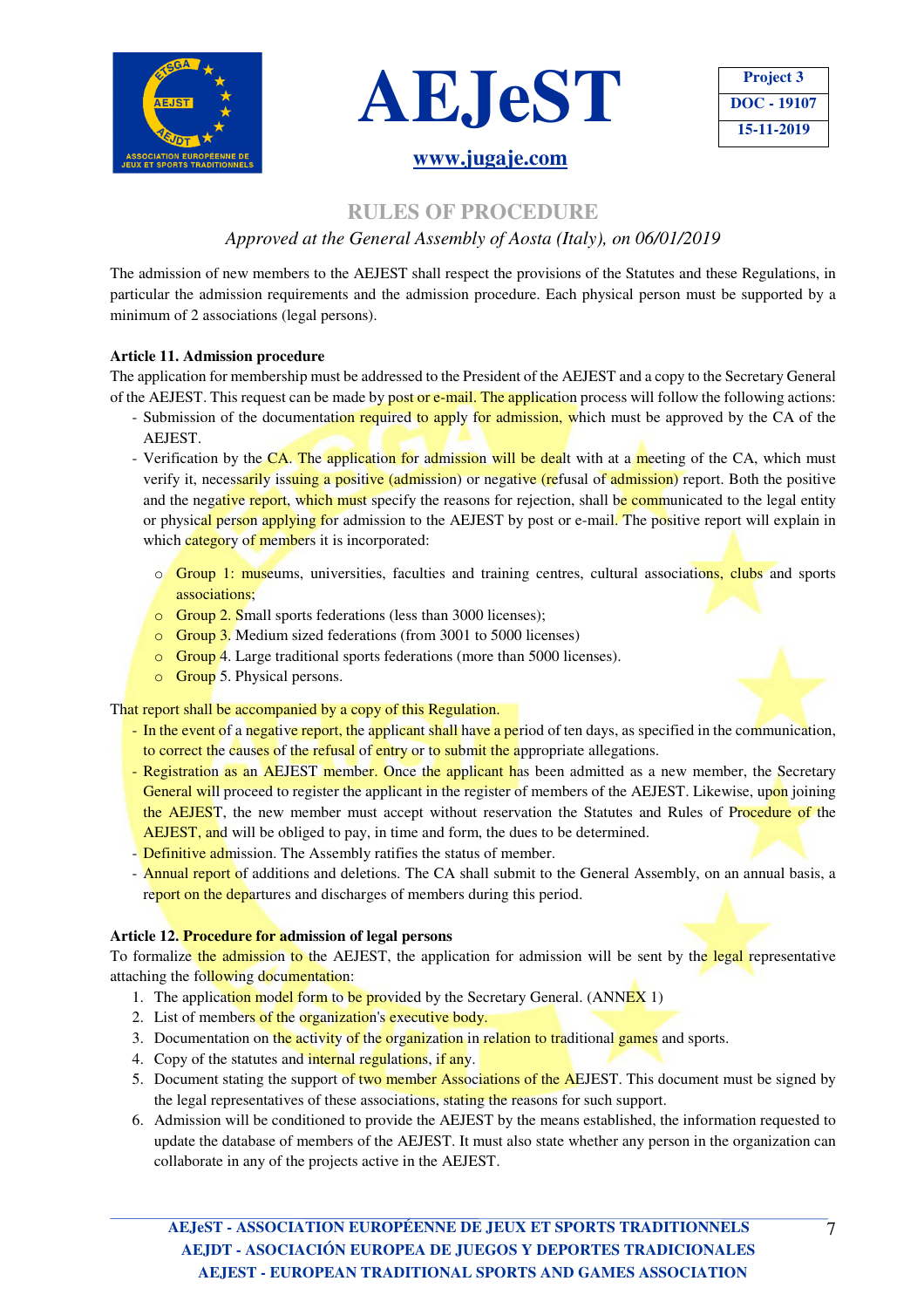## RULES OF PROCEDURE

*Approved at the General Assembly of Aosta (Italy), on 06/01/2019*

The admission of new members to the AEJEST shall respect the provisions of the Statutes and these Regulations, in particular the admission requirements and the admission procedure. Each physical person must be supported by a minimum of 2 associations (legal persons).

**Article 11. Admission procedure**

The application for membership must be addressed to the President of the AEJEST and a copy to the Secretary General of the AEJEST. This request can be made by post or e-mail. The application process will follow the following actions:

- Submission of the documentation required to apply for admission, which must be approved by the CA of the AEJEST.
- Verification by the CA. The application for admission will be dealt with at a meeting of the CA, which must verify it, necessarily issuing a positive (admission) or negative (refusal of admission) report. Both the positive and the negative report, which must specify the reasons for rejection, shall be communicated to the legal entity or physical person applying for admission to the AEJEST by post or e-mail. The positive report will explain in which category of members it is incorporated:
  - Group 1: museums, universities, faculties and training centres, cultural associations, clubs and sports associations;
  - Group 2. Small sports federations (less than 3000 licenses);
  - Group 3. Medium sized federations (from 3001 to 5000 licenses)
  - Group 4. Large traditional sports federations (more than 5000 licenses).
  - Group 5. Physical persons.

That report shall be accompanied by a copy of this Regulation.

- In the event of a negative report, the applicant shall have a period of ten days, as specified in the communication, to correct the causes of the refusal of entry or to submit the appropriate allegations.
- Registration as an AEJEST member. Once the applicant has been admitted as a new member, the Secretary General will proceed to register the applicant in the register of members of the AEJEST. Likewise, upon joining the AEJEST, the new member must accept without reservation the Statutes and Rules of Procedure of the AEJEST, and will be obliged to pay, in time and form, the dues to be determined.
- Definitive admission. The Assembly ratifies the status of member.
- Annual report of additions and deletions. The CA shall submit to the General Assembly, on an annual basis, a report on the departures and discharges of members during this period.

**Article 12. Procedure for admission of legal persons**

To formalize the admission to the AEJEST, the application for admission will be sent by the legal representative attaching the following documentation:

1. The application model form to be provided by the Secretary General. (ANNEX 1)
2. List of members of the organization's executive body.
3. Documentation on the activity of the organization in relation to traditional games and sports.
4. Copy of the statutes and internal regulations, if any.
5. Document stating the support of two member Associations of the AEJEST. This document must be signed by the legal representatives of these associations, stating the reasons for such support.
6. Admission will be conditioned to provide the AEJEST by the means established, the information requested to update the database of members of the AEJEST. It must also state whether any person in the organization can collaborate in any of the projects active in the AEJEST.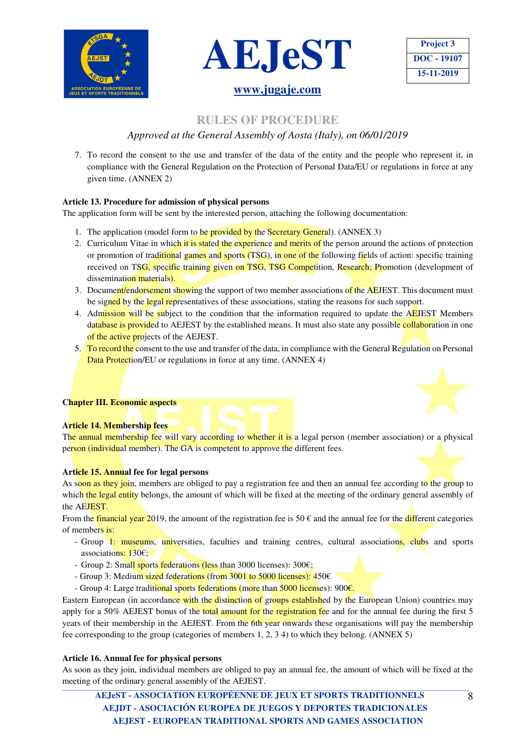7. To record the consent to the use and transfer of the data of the entity and the people who represent it, in compliance with the General Regulation on the Protection of Personal Data/EU or regulations in force at any given time. (ANNEX 2)

**Article 13. Procedure for admission of physical persons**

The application form will be sent by the interested person, attaching the following documentation:

1. The application (model form to be provided by the Secretary General). (ANNEX 3)
2. Curriculum Vitae in which it is stated the experience and merits of the person around the actions of protection or promotion of traditional games and sports (TSG), in one of the following fields of action: specific training received on TSG, specific training given on TSG, TSG Competition, Research; Promotion (development of dissemination materials).
3. Document/endorsement showing the support of two member associations of the AEJEST. This document must be signed by the legal representatives of these associations, stating the reasons for such support.
4. Admission will be subject to the condition that the information required to update the AEJEST Members database is provided to AEJEST by the established means. It must also state any possible collaboration in one of the active projects of the AEJEST.
5. To record the consent to the use and transfer of the data, in compliance with the General Regulation on Personal Data Protection/EU or regulations in force at any time. (ANNEX 4)

## Chapter III. Economic aspects

**Article 14. Membership fees**

The annual membership fee will vary according to whether it is a legal person (member association) or a physical person (individual member). The GA is competent to approve the different fees.

**Article 15. Annual fee for legal persons**

As soon as they join, members are obliged to pay a registration fee and then an annual fee according to the group to which the legal entity belongs, the amount of which will be fixed at the meeting of the ordinary general assembly of the AEJEST.

From the financial year 2019, the amount of the registration fee is 50 € and the annual fee for the different categories of members is:

- Group 1: museums, universities, faculties and training centres, cultural associations, clubs and sports associations: 130€;
- Group 2: Small sports federations (less than 3000 licenses): 300€;
- Group 3: Medium sized federations (from 3001 to 5000 licenses): 450€
- Group 4: Large traditional sports federations (more than 5000 licenses): 900€.

Eastern European (in accordance with the distinction of groups established by the European Union) countries may apply for a 50% AEJEST bonus of the total amount for the registration fee and for the annual fee during the first 5 years of their membership in the AEJEST. From the 6th year onwards these organisations will pay the membership fee corresponding to the group (categories of members 1, 2, 3 4) to which they belong. (ANNEX 5)

**Article 16. Annual fee for physical persons**

As soon as they join, individual members are obliged to pay an annual fee, the amount of which will be fixed at the meeting of the ordinary general assembly of the AEJEST.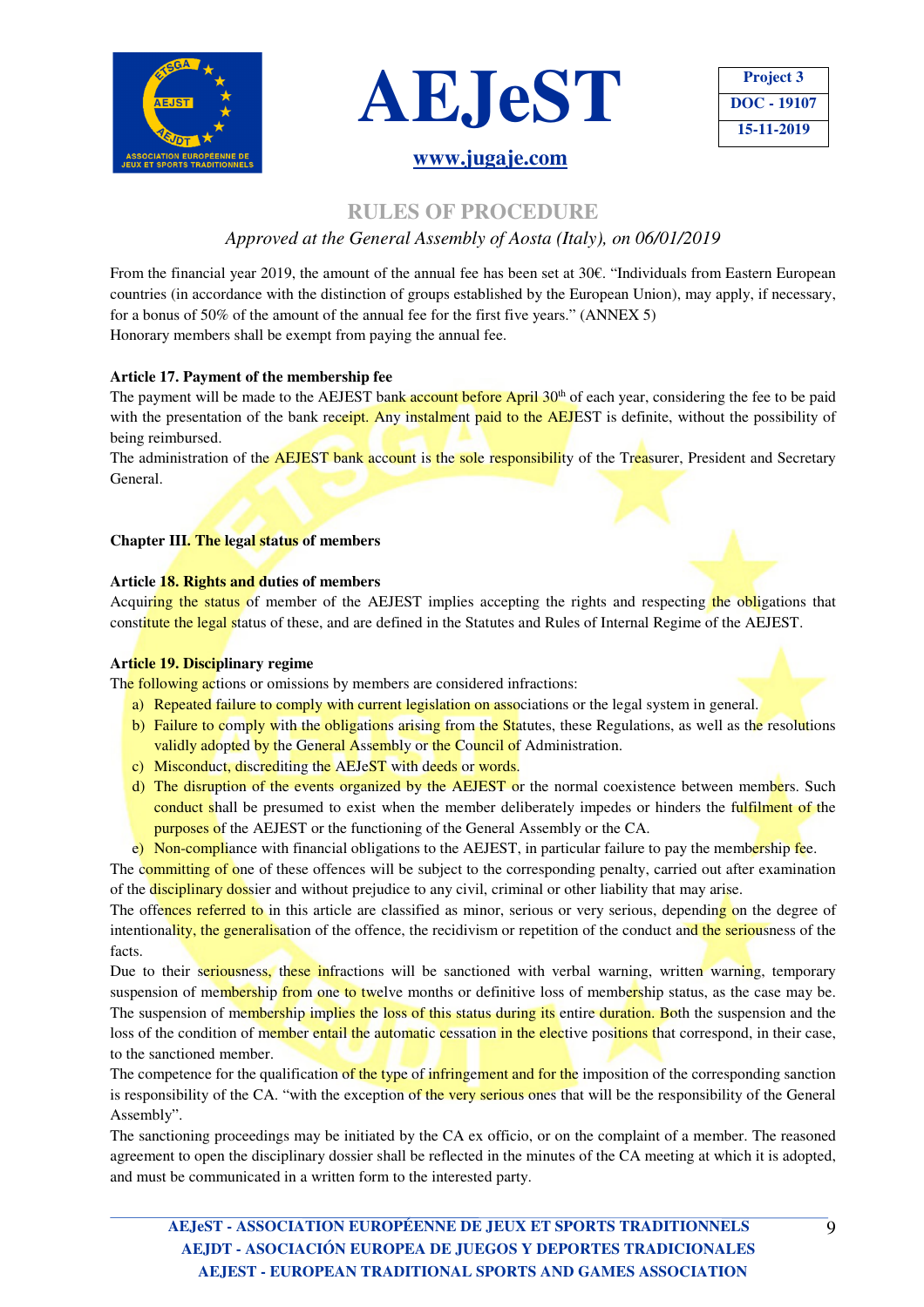## RULES OF PROCEDURE

*Approved at the General Assembly of Aosta (Italy), on 06/01/2019*

From the financial year 2019, the amount of the annual fee has been set at 30€. "Individuals from Eastern European countries (in accordance with the distinction of groups established by the European Union), may apply, if necessary, for a bonus of 50% of the amount of the annual fee for the first five years." (ANNEX 5)
Honorary members shall be exempt from paying the annual fee.

**Article 17. Payment of the membership fee**

The payment will be made to the AEJEST bank account before April 30th of each year, considering the fee to be paid with the presentation of the bank receipt. Any instalment paid to the AEJEST is definite, without the possibility of being reimbursed.
The administration of the AEJEST bank account is the sole responsibility of the Treasurer, President and Secretary General.

**Chapter III. The legal status of members**

**Article 18. Rights and duties of members**

Acquiring the status of member of the AEJEST implies accepting the rights and respecting the obligations that constitute the legal status of these, and are defined in the Statutes and Rules of Internal Regime of the AEJEST.

**Article 19. Disciplinary regime**

The following actions or omissions by members are considered infractions:

a) Repeated failure to comply with current legislation on associations or the legal system in general.
b) Failure to comply with the obligations arising from the Statutes, these Regulations, as well as the resolutions validly adopted by the General Assembly or the Council of Administration.
c) Misconduct, discrediting the AEJeST with deeds or words.
d) The disruption of the events organized by the AEJEST or the normal coexistence between members. Such conduct shall be presumed to exist when the member deliberately impedes or hinders the fulfilment of the purposes of the AEJEST or the functioning of the General Assembly or the CA.
e) Non-compliance with financial obligations to the AEJEST, in particular failure to pay the membership fee.

The committing of one of these offences will be subject to the corresponding penalty, carried out after examination of the disciplinary dossier and without prejudice to any civil, criminal or other liability that may arise.
The offences referred to in this article are classified as minor, serious or very serious, depending on the degree of intentionality, the generalisation of the offence, the recidivism or repetition of the conduct and the seriousness of the facts.
Due to their seriousness, these infractions will be sanctioned with verbal warning, written warning, temporary suspension of membership from one to twelve months or definitive loss of membership status, as the case may be.
The suspension of membership implies the loss of this status during its entire duration. Both the suspension and the loss of the condition of member entail the automatic cessation in the elective positions that correspond, in their case, to the sanctioned member.
The competence for the qualification of the type of infringement and for the imposition of the corresponding sanction is responsibility of the CA. "with the exception of the very serious ones that will be the responsibility of the General Assembly".
The sanctioning proceedings may be initiated by the CA ex officio, or on the complaint of a member. The reasoned agreement to open the disciplinary dossier shall be reflected in the minutes of the CA meeting at which it is adopted, and must be communicated in a written form to the interested party.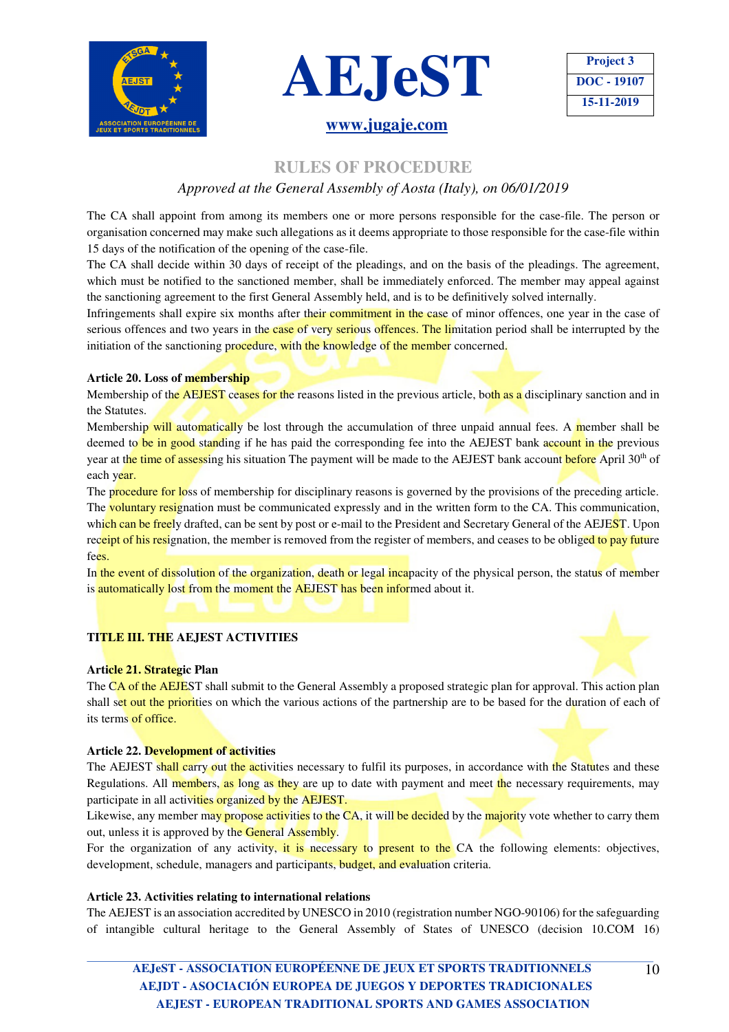The CA shall appoint from among its members one or more persons responsible for the case-file. The person or organisation concerned may make such allegations as it deems appropriate to those responsible for the case-file within 15 days of the notification of the opening of the case-file.

The CA shall decide within 30 days of receipt of the pleadings, and on the basis of the pleadings. The agreement, which must be notified to the sanctioned member, shall be immediately enforced. The member may appeal against the sanctioning agreement to the first General Assembly held, and is to be definitively solved internally.

Infringements shall expire six months after their commitment in the case of minor offences, one year in the case of serious offences and two years in the case of very serious offences. The limitation period shall be interrupted by the initiation of the sanctioning procedure, with the knowledge of the member concerned.

**Article 20. Loss of membership**

Membership of the AEJEST ceases for the reasons listed in the previous article, both as a disciplinary sanction and in the Statutes.

Membership will automatically be lost through the accumulation of three unpaid annual fees. A member shall be deemed to be in good standing if he has paid the corresponding fee into the AEJEST bank account in the previous year at the time of assessing his situation The payment will be made to the AEJEST bank account before April 30th of each year.

The procedure for loss of membership for disciplinary reasons is governed by the provisions of the preceding article.

The voluntary resignation must be communicated expressly and in the written form to the CA. This communication, which can be freely drafted, can be sent by post or e-mail to the President and Secretary General of the AEJEST. Upon receipt of his resignation, the member is removed from the register of members, and ceases to be obliged to pay future fees.

In the event of dissolution of the organization, death or legal incapacity of the physical person, the status of member is automatically lost from the moment the AEJEST has been informed about it.

## TITLE III. THE AEJEST ACTIVITIES

**Article 21. Strategic Plan**

The CA of the AEJEST shall submit to the General Assembly a proposed strategic plan for approval. This action plan shall set out the priorities on which the various actions of the partnership are to be based for the duration of each of its terms of office.

**Article 22. Development of activities**

The AEJEST shall carry out the activities necessary to fulfil its purposes, in accordance with the Statutes and these Regulations. All members, as long as they are up to date with payment and meet the necessary requirements, may participate in all activities organized by the AEJEST.

Likewise, any member may propose activities to the CA, it will be decided by the majority vote whether to carry them out, unless it is approved by the General Assembly.

For the organization of any activity, it is necessary to present to the CA the following elements: objectives, development, schedule, managers and participants, budget, and evaluation criteria.

**Article 23. Activities relating to international relations**

The AEJEST is an association accredited by UNESCO in 2010 (registration number NGO-90106) for the safeguarding of intangible cultural heritage to the General Assembly of States of UNESCO (decision 10.COM 16)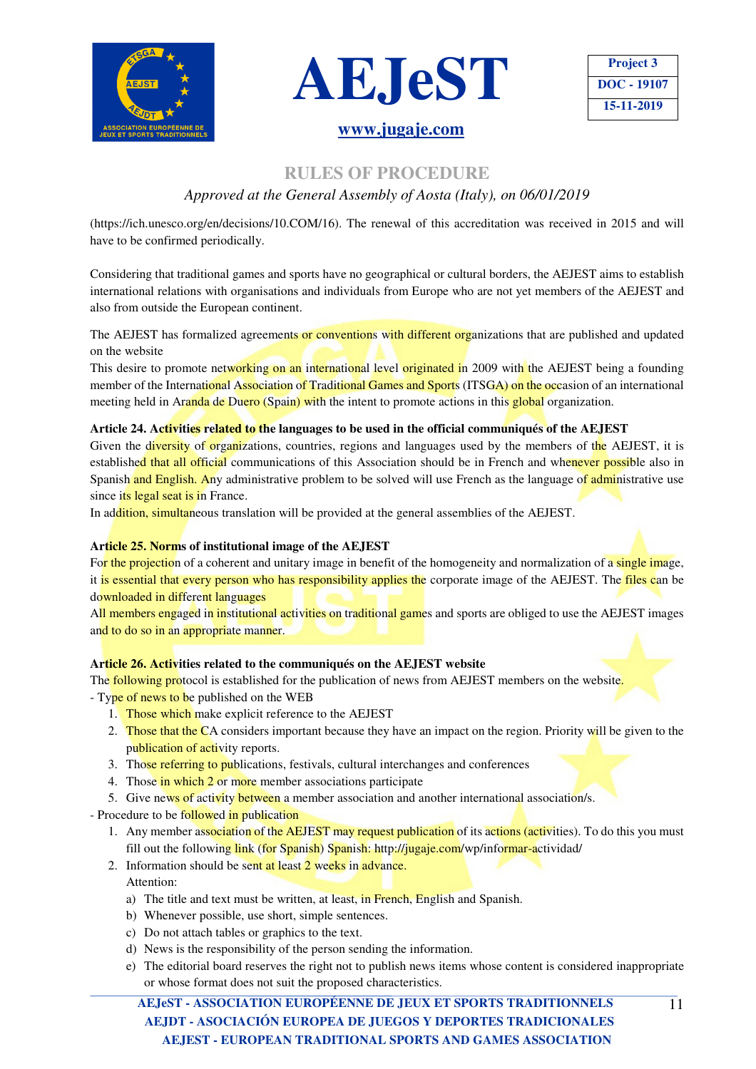(https://ich.unesco.org/en/decisions/10.COM/16). The renewal of this accreditation was received in 2015 and will have to be confirmed periodically.

Considering that traditional games and sports have no geographical or cultural borders, the AEJEST aims to establish international relations with organisations and individuals from Europe who are not yet members of the AEJEST and also from outside the European continent.

The AEJEST has formalized agreements or conventions with different organizations that are published and updated on the website

This desire to promote networking on an international level originated in 2009 with the AEJEST being a founding member of the International Association of Traditional Games and Sports (ITSGA) on the occasion of an international meeting held in Aranda de Duero (Spain) with the intent to promote actions in this global organization.

**Article 24. Activities related to the languages to be used in the official communiqués of the AEJEST**

Given the diversity of organizations, countries, regions and languages used by the members of the AEJEST, it is established that all official communications of this Association should be in French and whenever possible also in Spanish and English. Any administrative problem to be solved will use French as the language of administrative use since its legal seat is in France.

In addition, simultaneous translation will be provided at the general assemblies of the AEJEST.

**Article 25. Norms of institutional image of the AEJEST**

For the projection of a coherent and unitary image in benefit of the homogeneity and normalization of a single image, it is essential that every person who has responsibility applies the corporate image of the AEJEST. The files can be downloaded in different languages

All members engaged in institutional activities on traditional games and sports are obliged to use the AEJEST images and to do so in an appropriate manner.

**Article 26. Activities related to the communiqués on the AEJEST website**

The following protocol is established for the publication of news from AEJEST members on the website.

- Type of news to be published on the WEB
  1. Those which make explicit reference to the AEJEST
  2. Those that the CA considers important because they have an impact on the region. Priority will be given to the publication of activity reports.
  3. Those referring to publications, festivals, cultural interchanges and conferences
  4. Those in which 2 or more member associations participate
  5. Give news of activity between a member association and another international association/s.
- Procedure to be followed in publication
  1. Any member association of the AEJEST may request publication of its actions (activities). To do this you must fill out the following link (for Spanish) Spanish: http://jugaje.com/wp/informar-actividad/
  2. Information should be sent at least 2 weeks in advance.

     Attention:

     a) The title and text must be written, at least, in French, English and Spanish.
     b) Whenever possible, use short, simple sentences.
     c) Do not attach tables or graphics to the text.
     d) News is the responsibility of the person sending the information.
     e) The editorial board reserves the right not to publish news items whose content is considered inappropriate or whose format does not suit the proposed characteristics.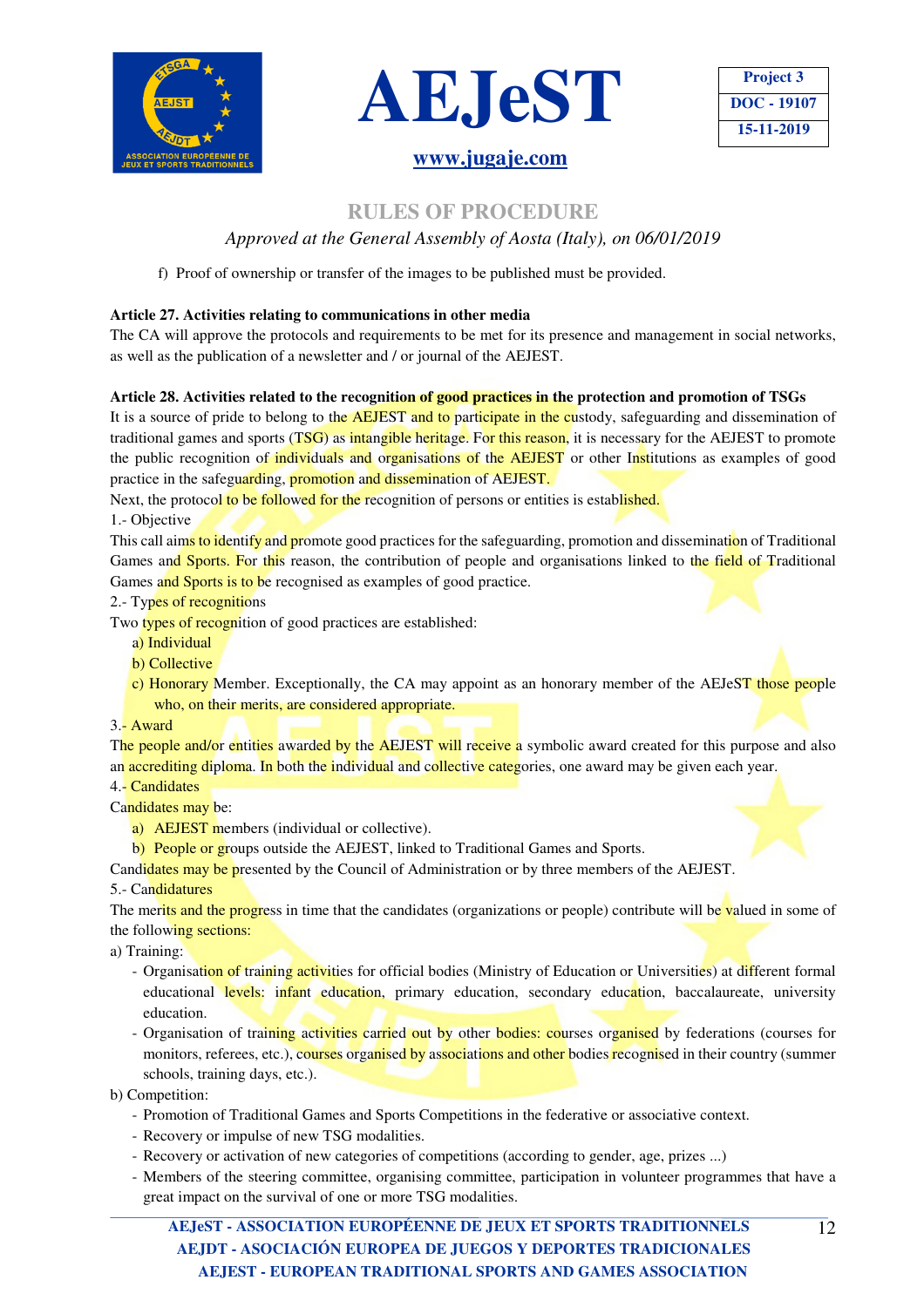f) Proof of ownership or transfer of the images to be published must be provided.

**Article 27. Activities relating to communications in other media**

The CA will approve the protocols and requirements to be met for its presence and management in social networks, as well as the publication of a newsletter and / or journal of the AEJEST.

**Article 28. Activities related to the recognition of good practices in the protection and promotion of TSGs**

It is a source of pride to belong to the AEJEST and to participate in the custody, safeguarding and dissemination of traditional games and sports (TSG) as intangible heritage. For this reason, it is necessary for the AEJEST to promote the public recognition of individuals and organisations of the AEJEST or other Institutions as examples of good practice in the safeguarding, promotion and dissemination of AEJEST.

Next, the protocol to be followed for the recognition of persons or entities is established.

1.- Objective

This call aims to identify and promote good practices for the safeguarding, promotion and dissemination of Traditional Games and Sports. For this reason, the contribution of people and organisations linked to the field of Traditional Games and Sports is to be recognised as examples of good practice.

2.- Types of recognitions

Two types of recognition of good practices are established:

a) Individual
b) Collective
c) Honorary Member. Exceptionally, the CA may appoint as an honorary member of the AEJeST those people who, on their merits, are considered appropriate.

3.- Award

The people and/or entities awarded by the AEJEST will receive a symbolic award created for this purpose and also an accrediting diploma. In both the individual and collective categories, one award may be given each year.

4.- Candidates

Candidates may be:

a) AEJEST members (individual or collective).
b) People or groups outside the AEJEST, linked to Traditional Games and Sports.

Candidates may be presented by the Council of Administration or by three members of the AEJEST.

5.- Candidatures

The merits and the progress in time that the candidates (organizations or people) contribute will be valued in some of the following sections:

a) Training:

- Organisation of training activities for official bodies (Ministry of Education or Universities) at different formal educational levels: infant education, primary education, secondary education, baccalaureate, university education.
- Organisation of training activities carried out by other bodies: courses organised by federations (courses for monitors, referees, etc.), courses organised by associations and other bodies recognised in their country (summer schools, training days, etc.).

b) Competition:

- Promotion of Traditional Games and Sports Competitions in the federative or associative context.
- Recovery or impulse of new TSG modalities.
- Recovery or activation of new categories of competitions (according to gender, age, prizes ...)
- Members of the steering committee, organising committee, participation in volunteer programmes that have a great impact on the survival of one or more TSG modalities.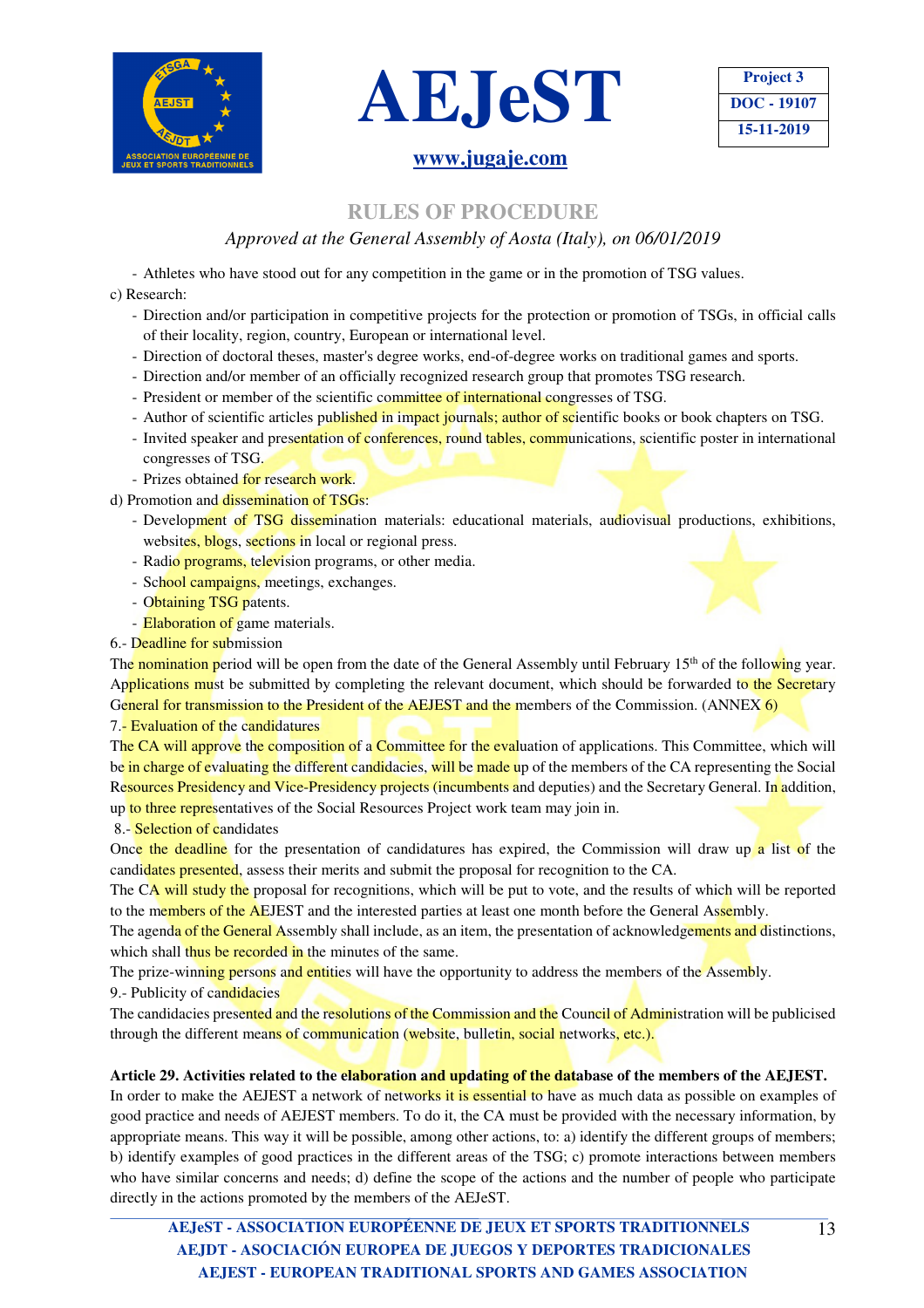- Athletes who have stood out for any competition in the game or in the promotion of TSG values.

c) Research:

- Direction and/or participation in competitive projects for the protection or promotion of TSGs, in official calls of their locality, region, country, European or international level.
- Direction of doctoral theses, master's degree works, end-of-degree works on traditional games and sports.
- Direction and/or member of an officially recognized research group that promotes TSG research.
- President or member of the scientific committee of international congresses of TSG.
- Author of scientific articles published in impact journals; author of scientific books or book chapters on TSG.
- Invited speaker and presentation of conferences, round tables, communications, scientific poster in international congresses of TSG.
- Prizes obtained for research work.

d) Promotion and dissemination of TSGs:

- Development of TSG dissemination materials: educational materials, audiovisual productions, exhibitions, websites, blogs, sections in local or regional press.
- Radio programs, television programs, or other media.
- School campaigns, meetings, exchanges.
- Obtaining TSG patents.
- Elaboration of game materials.

6.- Deadline for submission

The nomination period will be open from the date of the General Assembly until February 15th of the following year. Applications must be submitted by completing the relevant document, which should be forwarded to the Secretary General for transmission to the President of the AEJEST and the members of the Commission. (ANNEX 6)

7.- Evaluation of the candidatures

The CA will approve the composition of a Committee for the evaluation of applications. This Committee, which will be in charge of evaluating the different candidacies, will be made up of the members of the CA representing the Social Resources Presidency and Vice-Presidency projects (incumbents and deputies) and the Secretary General. In addition, up to three representatives of the Social Resources Project work team may join in.

8.- Selection of candidates

Once the deadline for the presentation of candidatures has expired, the Commission will draw up a list of the candidates presented, assess their merits and submit the proposal for recognition to the CA.

The CA will study the proposal for recognitions, which will be put to vote, and the results of which will be reported to the members of the AEJEST and the interested parties at least one month before the General Assembly.

The agenda of the General Assembly shall include, as an item, the presentation of acknowledgements and distinctions, which shall thus be recorded in the minutes of the same.

The prize-winning persons and entities will have the opportunity to address the members of the Assembly.

9.- Publicity of candidacies

The candidacies presented and the resolutions of the Commission and the Council of Administration will be publicised through the different means of communication (website, bulletin, social networks, etc.).

**Article 29. Activities related to the elaboration and updating of the database of the members of the AEJEST.**

In order to make the AEJEST a network of networks it is essential to have as much data as possible on examples of good practice and needs of AEJEST members. To do it, the CA must be provided with the necessary information, by appropriate means. This way it will be possible, among other actions, to: a) identify the different groups of members; b) identify examples of good practices in the different areas of the TSG; c) promote interactions between members who have similar concerns and needs; d) define the scope of the actions and the number of people who participate directly in the actions promoted by the members of the AEJeST.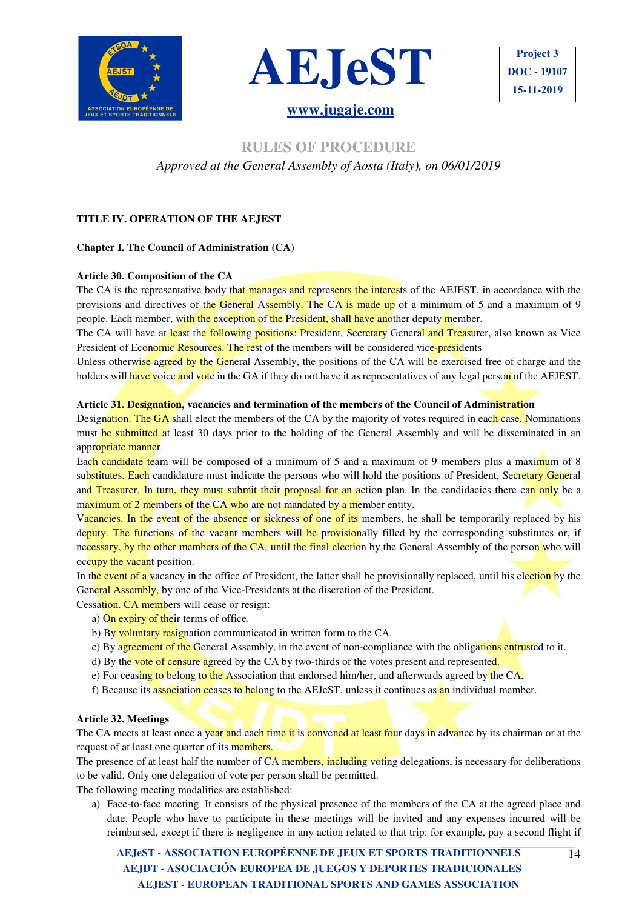**RULES OF PROCEDURE**

*Approved at the General Assembly of Aosta (Italy), on 06/01/2019*

## TITLE IV. OPERATION OF THE AEJEST

### Chapter I. The Council of Administration (CA)

#### Article 30. Composition of the CA

The CA is the representative body that manages and represents the interests of the AEJEST, in accordance with the provisions and directives of the General Assembly. The CA is made up of a minimum of 5 and a maximum of 9 people. Each member, with the exception of the President, shall have another deputy member.

The CA will have at least the following positions: President, Secretary General and Treasurer, also known as Vice President of Economic Resources. The rest of the members will be considered vice-presidents

Unless otherwise agreed by the General Assembly, the positions of the CA will be exercised free of charge and the holders will have voice and vote in the GA if they do not have it as representatives of any legal person of the AEJEST.

#### Article 31. Designation, vacancies and termination of the members of the Council of Administration

Designation. The GA shall elect the members of the CA by the majority of votes required in each case. Nominations must be submitted at least 30 days prior to the holding of the General Assembly and will be disseminated in an appropriate manner.

Each candidate team will be composed of a minimum of 5 and a maximum of 9 members plus a maximum of 8 substitutes. Each candidature must indicate the persons who will hold the positions of President, Secretary General and Treasurer. In turn, they must submit their proposal for an action plan. In the candidacies there can only be a maximum of 2 members of the CA who are not mandated by a member entity.

Vacancies. In the event of the absence or sickness of one of its members, he shall be temporarily replaced by his deputy. The functions of the vacant members will be provisionally filled by the corresponding substitutes or, if necessary, by the other members of the CA, until the final election by the General Assembly of the person who will occupy the vacant position.

In the event of a vacancy in the office of President, the latter shall be provisionally replaced, until his election by the General Assembly, by one of the Vice-Presidents at the discretion of the President.

Cessation. CA members will cease or resign:

a) On expiry of their terms of office.
b) By voluntary resignation communicated in written form to the CA.
c) By agreement of the General Assembly, in the event of non-compliance with the obligations entrusted to it.
d) By the vote of censure agreed by the CA by two-thirds of the votes present and represented.
e) For ceasing to belong to the Association that endorsed him/her, and afterwards agreed by the CA.
f) Because its association ceases to belong to the AEJeST, unless it continues as an individual member.

#### Article 32. Meetings

The CA meets at least once a year and each time it is convened at least four days in advance by its chairman or at the request of at least one quarter of its members.

The presence of at least half the number of CA members, including voting delegations, is necessary for deliberations to be valid. Only one delegation of vote per person shall be permitted.

The following meeting modalities are established:

a) Face-to-face meeting. It consists of the physical presence of the members of the CA at the agreed place and date. People who have to participate in these meetings will be invited and any expenses incurred will be reimbursed, except if there is negligence in any action related to that trip: for example, pay a second flight if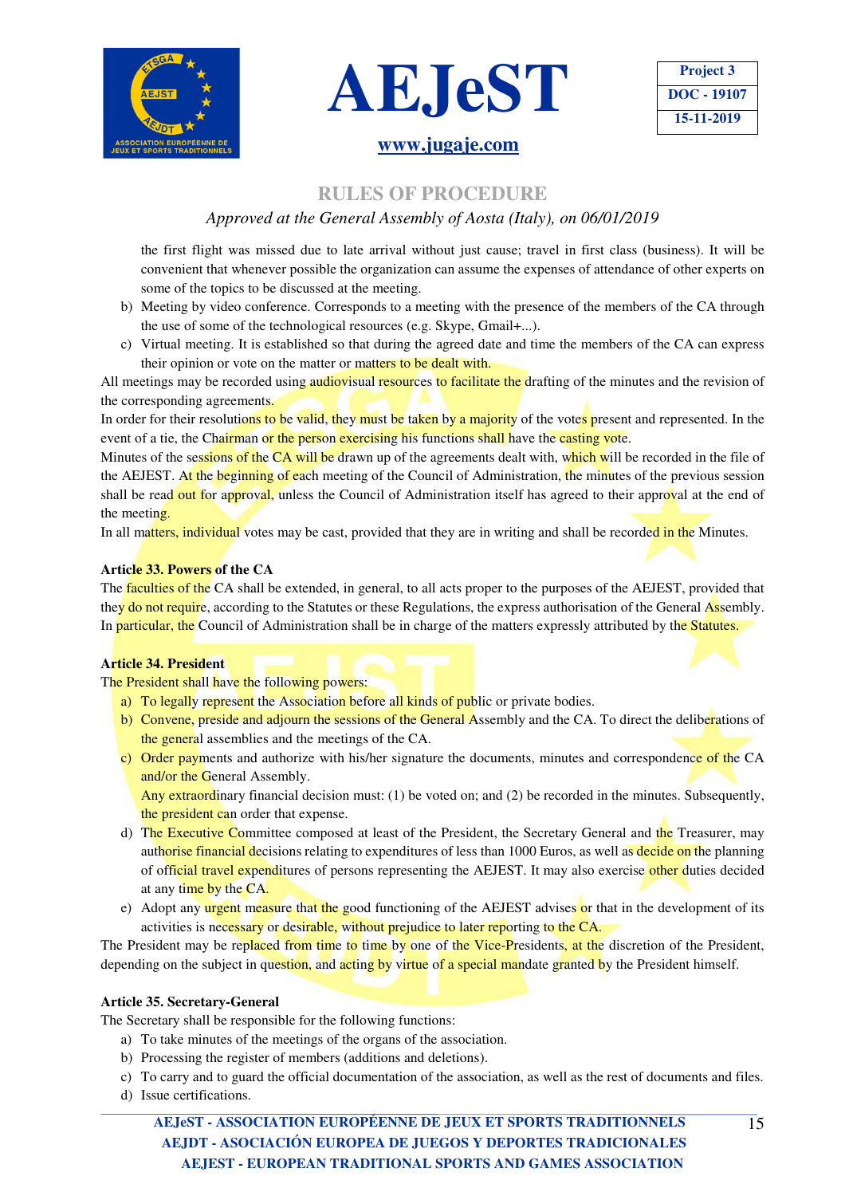the first flight was missed due to late arrival without just cause; travel in first class (business). It will be convenient that whenever possible the organization can assume the expenses of attendance of other experts on some of the topics to be discussed at the meeting.

b) Meeting by video conference. Corresponds to a meeting with the presence of the members of the CA through the use of some of the technological resources (e.g. Skype, Gmail+...).
c) Virtual meeting. It is established so that during the agreed date and time the members of the CA can express their opinion or vote on the matter or matters to be dealt with.

All meetings may be recorded using audiovisual resources to facilitate the drafting of the minutes and the revision of the corresponding agreements.

In order for their resolutions to be valid, they must be taken by a majority of the votes present and represented. In the event of a tie, the Chairman or the person exercising his functions shall have the casting vote.

Minutes of the sessions of the CA will be drawn up of the agreements dealt with, which will be recorded in the file of the AEJEST. At the beginning of each meeting of the Council of Administration, the minutes of the previous session shall be read out for approval, unless the Council of Administration itself has agreed to their approval at the end of the meeting.

In all matters, individual votes may be cast, provided that they are in writing and shall be recorded in the Minutes.

**Article 33. Powers of the CA**

The faculties of the CA shall be extended, in general, to all acts proper to the purposes of the AEJEST, provided that they do not require, according to the Statutes or these Regulations, the express authorisation of the General Assembly. In particular, the Council of Administration shall be in charge of the matters expressly attributed by the Statutes.

**Article 34. President**

The President shall have the following powers:

a) To legally represent the Association before all kinds of public or private bodies.
b) Convene, preside and adjourn the sessions of the General Assembly and the CA. To direct the deliberations of the general assemblies and the meetings of the CA.
c) Order payments and authorize with his/her signature the documents, minutes and correspondence of the CA and/or the General Assembly.
   Any extraordinary financial decision must: (1) be voted on; and (2) be recorded in the minutes. Subsequently, the president can order that expense.
d) The Executive Committee composed at least of the President, the Secretary General and the Treasurer, may authorise financial decisions relating to expenditures of less than 1000 Euros, as well as decide on the planning of official travel expenditures of persons representing the AEJEST. It may also exercise other duties decided at any time by the CA.
e) Adopt any urgent measure that the good functioning of the AEJEST advises or that in the development of its activities is necessary or desirable, without prejudice to later reporting to the CA.

The President may be replaced from time to time by one of the Vice-Presidents, at the discretion of the President, depending on the subject in question, and acting by virtue of a special mandate granted by the President himself.

**Article 35. Secretary-General**

The Secretary shall be responsible for the following functions:

a) To take minutes of the meetings of the organs of the association.
b) Processing the register of members (additions and deletions).
c) To carry and to guard the official documentation of the association, as well as the rest of documents and files.
d) Issue certifications.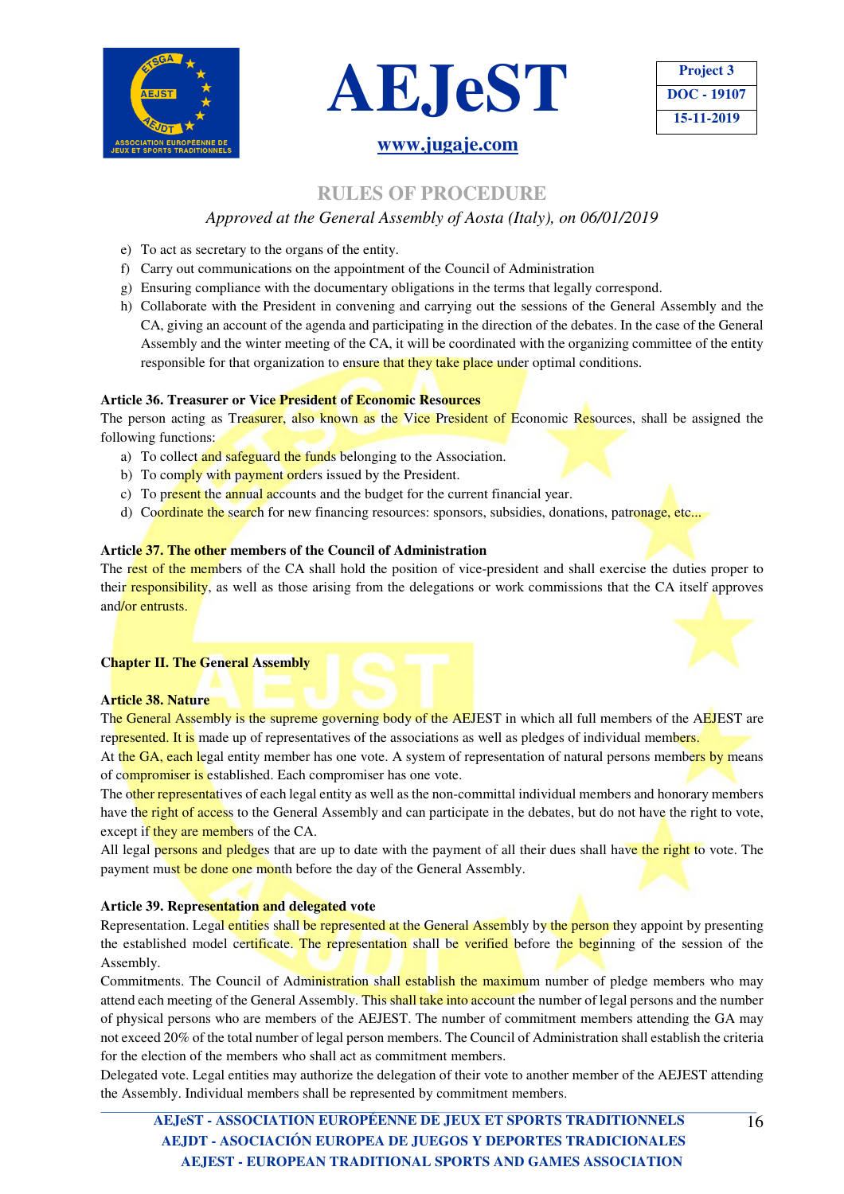e) To act as secretary to the organs of the entity.
f) Carry out communications on the appointment of the Council of Administration
g) Ensuring compliance with the documentary obligations in the terms that legally correspond.
h) Collaborate with the President in convening and carrying out the sessions of the General Assembly and the CA, giving an account of the agenda and participating in the direction of the debates. In the case of the General Assembly and the winter meeting of the CA, it will be coordinated with the organizing committee of the entity responsible for that organization to ensure that they take place under optimal conditions.

**Article 36. Treasurer or Vice President of Economic Resources**

The person acting as Treasurer, also known as the Vice President of Economic Resources, shall be assigned the following functions:

a) To collect and safeguard the funds belonging to the Association.
b) To comply with payment orders issued by the President.
c) To present the annual accounts and the budget for the current financial year.
d) Coordinate the search for new financing resources: sponsors, subsidies, donations, patronage, etc...

**Article 37. The other members of the Council of Administration**

The rest of the members of the CA shall hold the position of vice-president and shall exercise the duties proper to their responsibility, as well as those arising from the delegations or work commissions that the CA itself approves and/or entrusts.

**Chapter II. The General Assembly**

**Article 38. Nature**

The General Assembly is the supreme governing body of the AEJEST in which all full members of the AEJEST are represented. It is made up of representatives of the associations as well as pledges of individual members.

At the GA, each legal entity member has one vote. A system of representation of natural persons members by means of compromiser is established. Each compromiser has one vote.

The other representatives of each legal entity as well as the non-committal individual members and honorary members have the right of access to the General Assembly and can participate in the debates, but do not have the right to vote, except if they are members of the CA.

All legal persons and pledges that are up to date with the payment of all their dues shall have the right to vote. The payment must be done one month before the day of the General Assembly.

**Article 39. Representation and delegated vote**

Representation. Legal entities shall be represented at the General Assembly by the person they appoint by presenting the established model certificate. The representation shall be verified before the beginning of the session of the Assembly.

Commitments. The Council of Administration shall establish the maximum number of pledge members who may attend each meeting of the General Assembly. This shall take into account the number of legal persons and the number of physical persons who are members of the AEJEST. The number of commitment members attending the GA may not exceed 20% of the total number of legal person members. The Council of Administration shall establish the criteria for the election of the members who shall act as commitment members.

Delegated vote. Legal entities may authorize the delegation of their vote to another member of the AEJEST attending the Assembly. Individual members shall be represented by commitment members.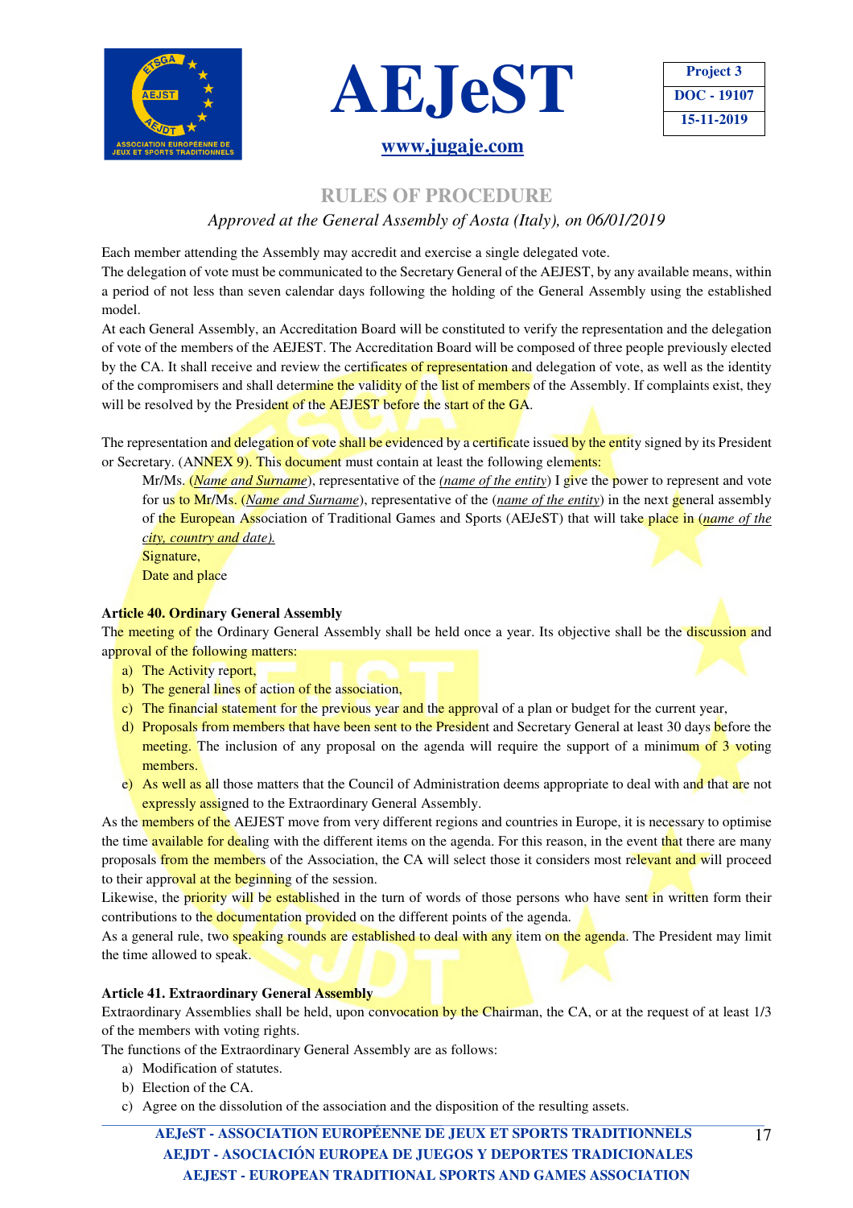Each member attending the Assembly may accredit and exercise a single delegated vote.

The delegation of vote must be communicated to the Secretary General of the AEJEST, by any available means, within a period of not less than seven calendar days following the holding of the General Assembly using the established model.

At each General Assembly, an Accreditation Board will be constituted to verify the representation and the delegation of vote of the members of the AEJEST. The Accreditation Board will be composed of three people previously elected by the CA. It shall receive and review the certificates of representation and delegation of vote, as well as the identity of the compromisers and shall determine the validity of the list of members of the Assembly. If complaints exist, they will be resolved by the President of the AEJEST before the start of the GA.

The representation and delegation of vote shall be evidenced by a certificate issued by the entity signed by its President or Secretary. (ANNEX 9). This document must contain at least the following elements:

> Mr/Ms. (*Name and Surname*), representative of the *(name of the entity)* I give the power to represent and vote for us to Mr/Ms. (*Name and Surname*), representative of the (*name of the entity*) in the next general assembly of the European Association of Traditional Games and Sports (AEJeST) that will take place in (*name of the city, country and date).*
>
> Signature,
>
> Date and place

**Article 40. Ordinary General Assembly**

The meeting of the Ordinary General Assembly shall be held once a year. Its objective shall be the discussion and approval of the following matters:

a) The Activity report,
b) The general lines of action of the association,
c) The financial statement for the previous year and the approval of a plan or budget for the current year,
d) Proposals from members that have been sent to the President and Secretary General at least 30 days before the meeting. The inclusion of any proposal on the agenda will require the support of a minimum of 3 voting members.
e) As well as all those matters that the Council of Administration deems appropriate to deal with and that are not expressly assigned to the Extraordinary General Assembly.

As the members of the AEJEST move from very different regions and countries in Europe, it is necessary to optimise the time available for dealing with the different items on the agenda. For this reason, in the event that there are many proposals from the members of the Association, the CA will select those it considers most relevant and will proceed to their approval at the beginning of the session.

Likewise, the priority will be established in the turn of words of those persons who have sent in written form their contributions to the documentation provided on the different points of the agenda.

As a general rule, two speaking rounds are established to deal with any item on the agenda. The President may limit the time allowed to speak.

**Article 41. Extraordinary General Assembly**

Extraordinary Assemblies shall be held, upon convocation by the Chairman, the CA, or at the request of at least 1/3 of the members with voting rights.

The functions of the Extraordinary General Assembly are as follows:

a) Modification of statutes.
b) Election of the CA.
c) Agree on the dissolution of the association and the disposition of the resulting assets.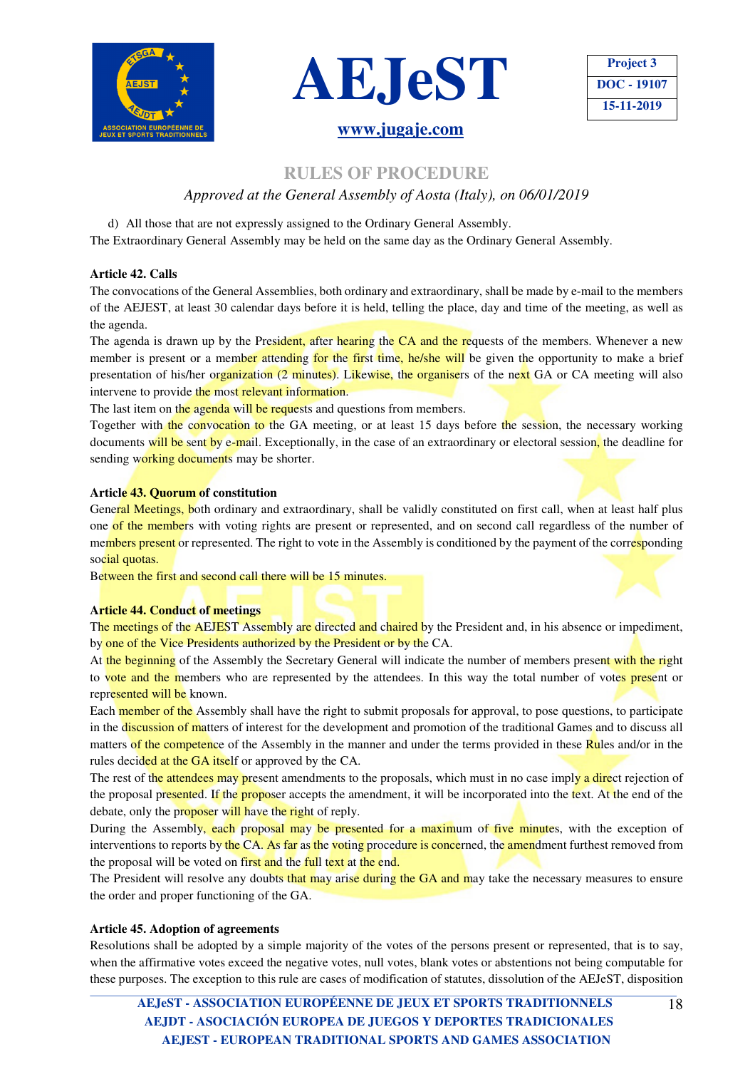d) All those that are not expressly assigned to the Ordinary General Assembly.

The Extraordinary General Assembly may be held on the same day as the Ordinary General Assembly.

**Article 42. Calls**

The convocations of the General Assemblies, both ordinary and extraordinary, shall be made by e-mail to the members of the AEJEST, at least 30 calendar days before it is held, telling the place, day and time of the meeting, as well as the agenda.

The agenda is drawn up by the President, after hearing the CA and the requests of the members. Whenever a new member is present or a member attending for the first time, he/she will be given the opportunity to make a brief presentation of his/her organization (2 minutes). Likewise, the organisers of the next GA or CA meeting will also intervene to provide the most relevant information.

The last item on the agenda will be requests and questions from members.

Together with the convocation to the GA meeting, or at least 15 days before the session, the necessary working documents will be sent by e-mail. Exceptionally, in the case of an extraordinary or electoral session, the deadline for sending working documents may be shorter.

**Article 43. Quorum of constitution**

General Meetings, both ordinary and extraordinary, shall be validly constituted on first call, when at least half plus one of the members with voting rights are present or represented, and on second call regardless of the number of members present or represented. The right to vote in the Assembly is conditioned by the payment of the corresponding social quotas.

Between the first and second call there will be 15 minutes.

**Article 44. Conduct of meetings**

The meetings of the AEJEST Assembly are directed and chaired by the President and, in his absence or impediment, by one of the Vice Presidents authorized by the President or by the CA.

At the beginning of the Assembly the Secretary General will indicate the number of members present with the right to vote and the members who are represented by the attendees. In this way the total number of votes present or represented will be known.

Each member of the Assembly shall have the right to submit proposals for approval, to pose questions, to participate in the discussion of matters of interest for the development and promotion of the traditional Games and to discuss all matters of the competence of the Assembly in the manner and under the terms provided in these Rules and/or in the rules decided at the GA itself or approved by the CA.

The rest of the attendees may present amendments to the proposals, which must in no case imply a direct rejection of the proposal presented. If the proposer accepts the amendment, it will be incorporated into the text. At the end of the debate, only the proposer will have the right of reply.

During the Assembly, each proposal may be presented for a maximum of five minutes, with the exception of interventions to reports by the CA. As far as the voting procedure is concerned, the amendment furthest removed from the proposal will be voted on first and the full text at the end.

The President will resolve any doubts that may arise during the GA and may take the necessary measures to ensure the order and proper functioning of the GA.

**Article 45. Adoption of agreements**

Resolutions shall be adopted by a simple majority of the votes of the persons present or represented, that is to say, when the affirmative votes exceed the negative votes, null votes, blank votes or abstentions not being computable for these purposes. The exception to this rule are cases of modification of statutes, dissolution of the AEJeST, disposition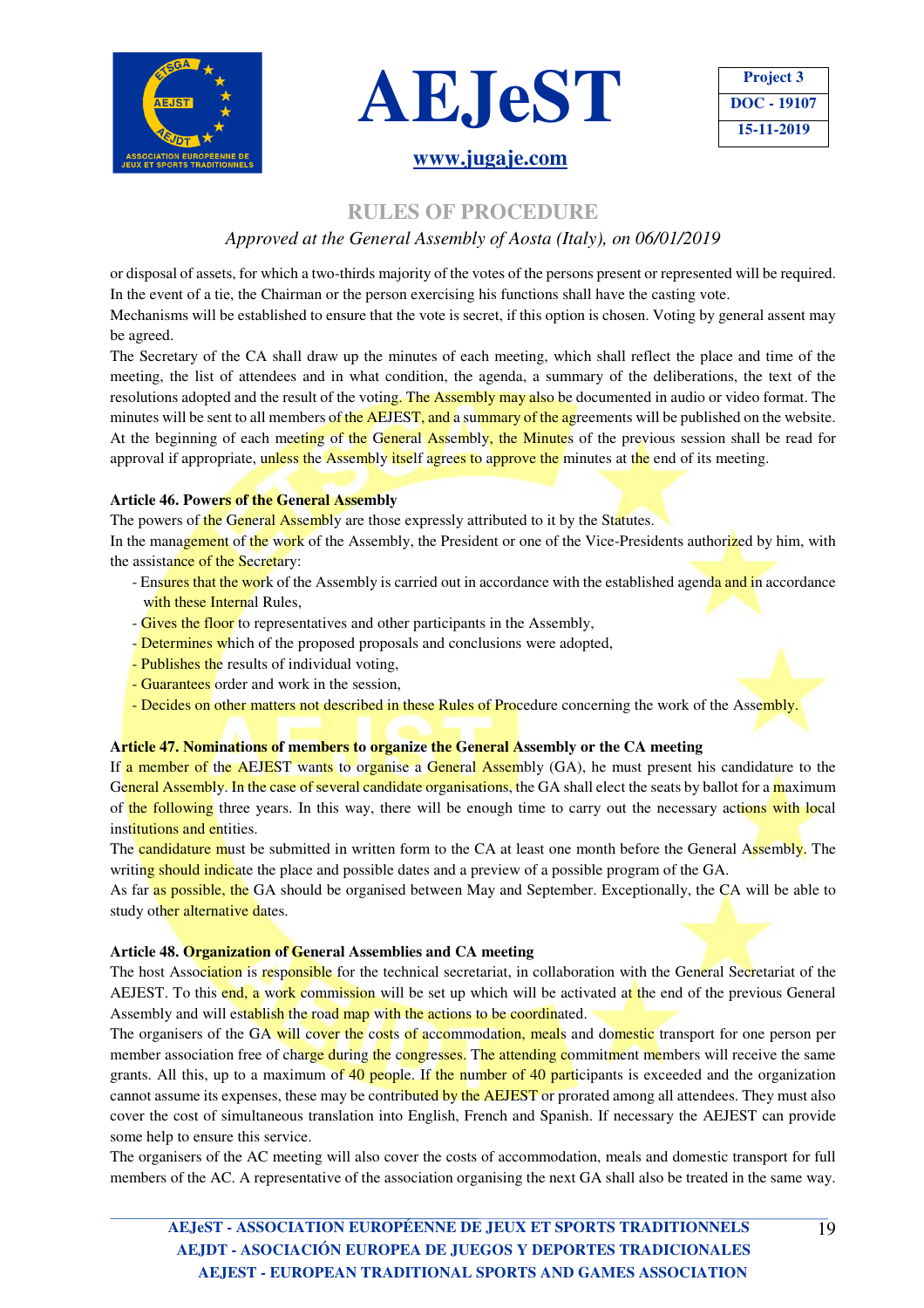or disposal of assets, for which a two-thirds majority of the votes of the persons present or represented will be required. In the event of a tie, the Chairman or the person exercising his functions shall have the casting vote.
Mechanisms will be established to ensure that the vote is secret, if this option is chosen. Voting by general assent may be agreed.
The Secretary of the CA shall draw up the minutes of each meeting, which shall reflect the place and time of the meeting, the list of attendees and in what condition, the agenda, a summary of the deliberations, the text of the resolutions adopted and the result of the voting. The Assembly may also be documented in audio or video format. The minutes will be sent to all members of the AEJEST, and a summary of the agreements will be published on the website.
At the beginning of each meeting of the General Assembly, the Minutes of the previous session shall be read for approval if appropriate, unless the Assembly itself agrees to approve the minutes at the end of its meeting.

**Article 46. Powers of the General Assembly**

The powers of the General Assembly are those expressly attributed to it by the Statutes.
In the management of the work of the Assembly, the President or one of the Vice-Presidents authorized by him, with the assistance of the Secretary:

- Ensures that the work of the Assembly is carried out in accordance with the established agenda and in accordance with these Internal Rules,
- Gives the floor to representatives and other participants in the Assembly,
- Determines which of the proposed proposals and conclusions were adopted,
- Publishes the results of individual voting,
- Guarantees order and work in the session,
- Decides on other matters not described in these Rules of Procedure concerning the work of the Assembly.

**Article 47. Nominations of members to organize the General Assembly or the CA meeting**

If a member of the AEJEST wants to organise a General Assembly (GA), he must present his candidature to the General Assembly. In the case of several candidate organisations, the GA shall elect the seats by ballot for a maximum of the following three years. In this way, there will be enough time to carry out the necessary actions with local institutions and entities.
The candidature must be submitted in written form to the CA at least one month before the General Assembly. The writing should indicate the place and possible dates and a preview of a possible program of the GA.
As far as possible, the GA should be organised between May and September. Exceptionally, the CA will be able to study other alternative dates.

**Article 48. Organization of General Assemblies and CA meeting**

The host Association is responsible for the technical secretariat, in collaboration with the General Secretariat of the AEJEST. To this end, a work commission will be set up which will be activated at the end of the previous General Assembly and will establish the road map with the actions to be coordinated.
The organisers of the GA will cover the costs of accommodation, meals and domestic transport for one person per member association free of charge during the congresses. The attending commitment members will receive the same grants. All this, up to a maximum of 40 people. If the number of 40 participants is exceeded and the organization cannot assume its expenses, these may be contributed by the AEJEST or prorated among all attendees. They must also cover the cost of simultaneous translation into English, French and Spanish. If necessary the AEJEST can provide some help to ensure this service.
The organisers of the AC meeting will also cover the costs of accommodation, meals and domestic transport for full members of the AC. A representative of the association organising the next GA shall also be treated in the same way.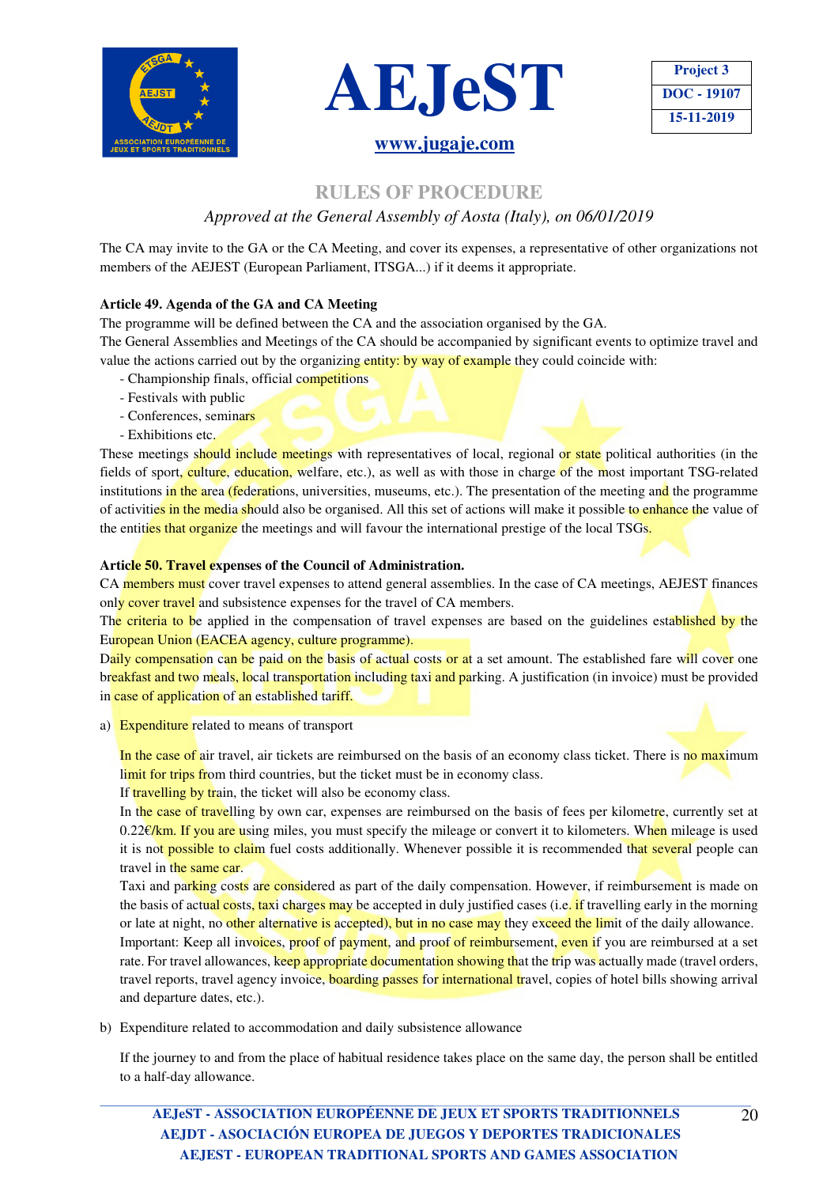The CA may invite to the GA or the CA Meeting, and cover its expenses, a representative of other organizations not members of the AEJEST (European Parliament, ITSGA...) if it deems it appropriate.

**Article 49. Agenda of the GA and CA Meeting**

The programme will be defined between the CA and the association organised by the GA.

The General Assemblies and Meetings of the CA should be accompanied by significant events to optimize travel and value the actions carried out by the organizing entity: by way of example they could coincide with:

- Championship finals, official competitions
- Festivals with public
- Conferences, seminars
- Exhibitions etc.

These meetings should include meetings with representatives of local, regional or state political authorities (in the fields of sport, culture, education, welfare, etc.), as well as with those in charge of the most important TSG-related institutions in the area (federations, universities, museums, etc.). The presentation of the meeting and the programme of activities in the media should also be organised. All this set of actions will make it possible to enhance the value of the entities that organize the meetings and will favour the international prestige of the local TSGs.

**Article 50. Travel expenses of the Council of Administration.**

CA members must cover travel expenses to attend general assemblies. In the case of CA meetings, AEJEST finances only cover travel and subsistence expenses for the travel of CA members.

The criteria to be applied in the compensation of travel expenses are based on the guidelines established by the European Union (EACEA agency, culture programme).

Daily compensation can be paid on the basis of actual costs or at a set amount. The established fare will cover one breakfast and two meals, local transportation including taxi and parking. A justification (in invoice) must be provided in case of application of an established tariff.

a) Expenditure related to means of transport

   In the case of air travel, air tickets are reimbursed on the basis of an economy class ticket. There is no maximum limit for trips from third countries, but the ticket must be in economy class.
   If travelling by train, the ticket will also be economy class.
   In the case of travelling by own car, expenses are reimbursed on the basis of fees per kilometre, currently set at 0.22€/km. If you are using miles, you must specify the mileage or convert it to kilometers. When mileage is used it is not possible to claim fuel costs additionally. Whenever possible it is recommended that several people can travel in the same car.
   Taxi and parking costs are considered as part of the daily compensation. However, if reimbursement is made on the basis of actual costs, taxi charges may be accepted in duly justified cases (i.e. if travelling early in the morning or late at night, no other alternative is accepted), but in no case may they exceed the limit of the daily allowance.
   Important: Keep all invoices, proof of payment, and proof of reimbursement, even if you are reimbursed at a set rate. For travel allowances, keep appropriate documentation showing that the trip was actually made (travel orders, travel reports, travel agency invoice, boarding passes for international travel, copies of hotel bills showing arrival and departure dates, etc.).

b) Expenditure related to accommodation and daily subsistence allowance

   If the journey to and from the place of habitual residence takes place on the same day, the person shall be entitled to a half-day allowance.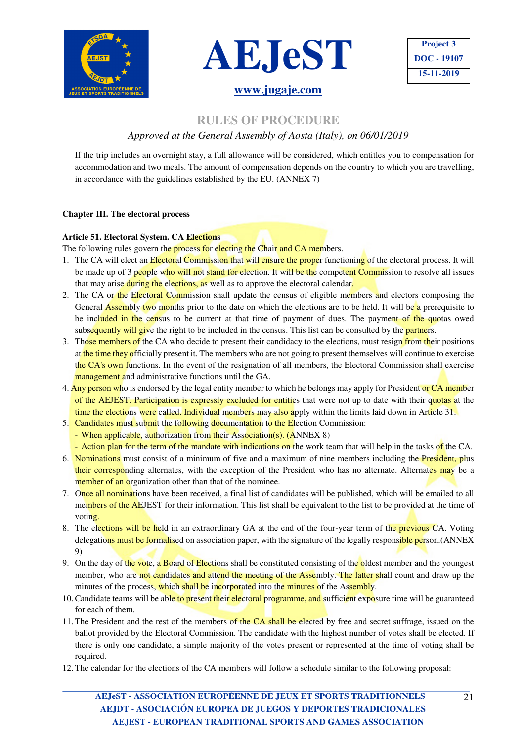If the trip includes an overnight stay, a full allowance will be considered, which entitles you to compensation for accommodation and two meals. The amount of compensation depends on the country to which you are travelling, in accordance with the guidelines established by the EU. (ANNEX 7)

## Chapter III. The electoral process

### Article 51. Electoral System. CA Elections

The following rules govern the process for electing the Chair and CA members.

1. The CA will elect an Electoral Commission that will ensure the proper functioning of the electoral process. It will be made up of 3 people who will not stand for election. It will be the competent Commission to resolve all issues that may arise during the elections, as well as to approve the electoral calendar.
2. The CA or the Electoral Commission shall update the census of eligible members and electors composing the General Assembly two months prior to the date on which the elections are to be held. It will be a prerequisite to be included in the census to be current at that time of payment of dues. The payment of the quotas owed subsequently will give the right to be included in the census. This list can be consulted by the partners.
3. Those members of the CA who decide to present their candidacy to the elections, must resign from their positions at the time they officially present it. The members who are not going to present themselves will continue to exercise the CA's own functions. In the event of the resignation of all members, the Electoral Commission shall exercise management and administrative functions until the GA.
4. Any person who is endorsed by the legal entity member to which he belongs may apply for President or CA member of the AEJEST. Participation is expressly excluded for entities that were not up to date with their quotas at the time the elections were called. Individual members may also apply within the limits laid down in Article 31.
5. Candidates must submit the following documentation to the Election Commission:
   - When applicable, authorization from their Association(s). (ANNEX 8)
   - Action plan for the term of the mandate with indications on the work team that will help in the tasks of the CA.
6. Nominations must consist of a minimum of five and a maximum of nine members including the President, plus their corresponding alternates, with the exception of the President who has no alternate. Alternates may be a member of an organization other than that of the nominee.
7. Once all nominations have been received, a final list of candidates will be published, which will be emailed to all members of the AEJEST for their information. This list shall be equivalent to the list to be provided at the time of voting.
8. The elections will be held in an extraordinary GA at the end of the four-year term of the previous CA. Voting delegations must be formalised on association paper, with the signature of the legally responsible person.(ANNEX 9)
9. On the day of the vote, a Board of Elections shall be constituted consisting of the oldest member and the youngest member, who are not candidates and attend the meeting of the Assembly. The latter shall count and draw up the minutes of the process, which shall be incorporated into the minutes of the Assembly.
10. Candidate teams will be able to present their electoral programme, and sufficient exposure time will be guaranteed for each of them.
11. The President and the rest of the members of the CA shall be elected by free and secret suffrage, issued on the ballot provided by the Electoral Commission. The candidate with the highest number of votes shall be elected. If there is only one candidate, a simple majority of the votes present or represented at the time of voting shall be required.
12. The calendar for the elections of the CA members will follow a schedule similar to the following proposal: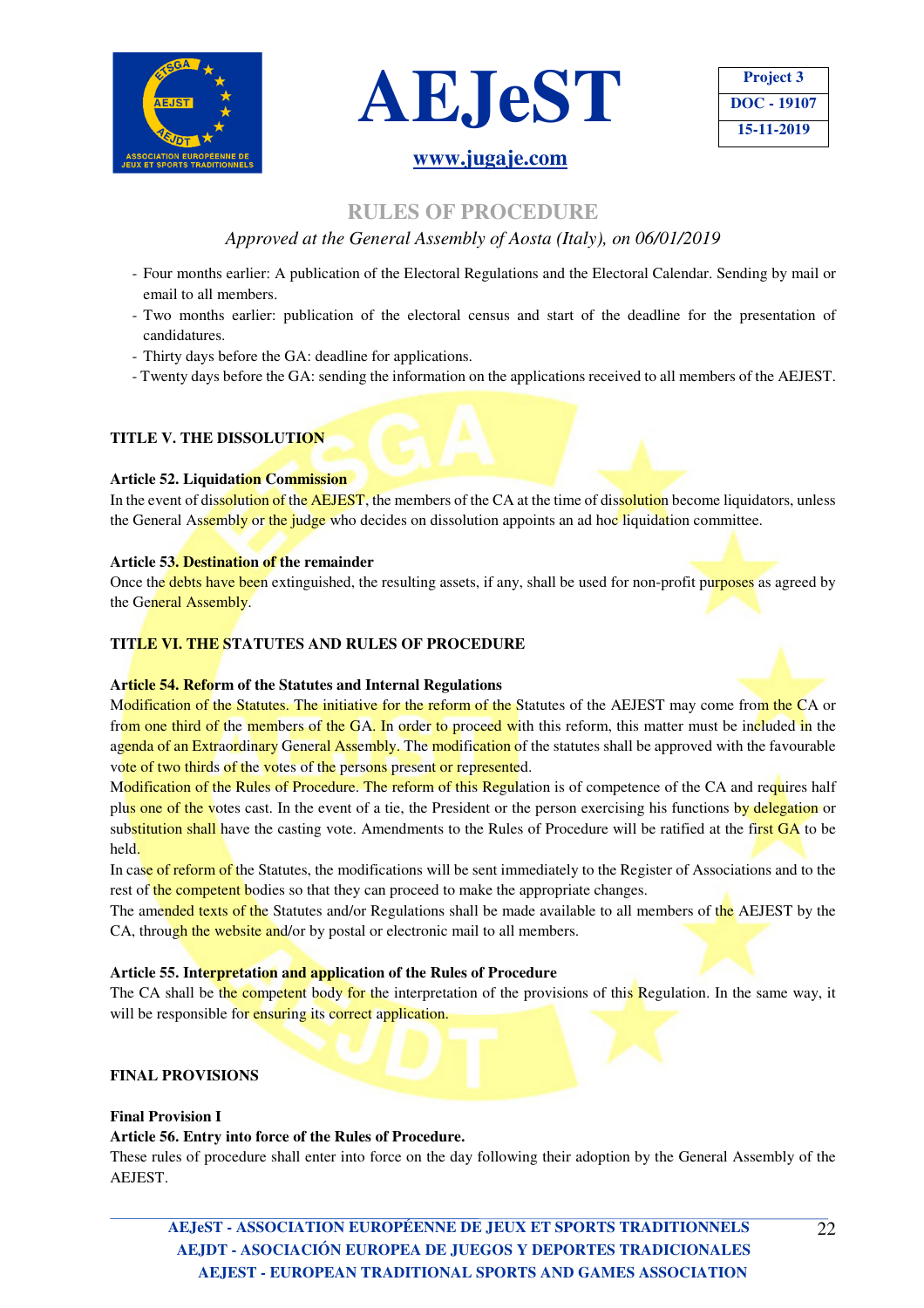- Four months earlier: A publication of the Electoral Regulations and the Electoral Calendar. Sending by mail or email to all members.
- Two months earlier: publication of the electoral census and start of the deadline for the presentation of candidatures.
- Thirty days before the GA: deadline for applications.
- Twenty days before the GA: sending the information on the applications received to all members of the AEJEST.

## TITLE V. THE DISSOLUTION

### Article 52. Liquidation Commission

In the event of dissolution of the AEJEST, the members of the CA at the time of dissolution become liquidators, unless the General Assembly or the judge who decides on dissolution appoints an ad hoc liquidation committee.

### Article 53. Destination of the remainder

Once the debts have been extinguished, the resulting assets, if any, shall be used for non-profit purposes as agreed by the General Assembly.

## TITLE VI. THE STATUTES AND RULES OF PROCEDURE

### Article 54. Reform of the Statutes and Internal Regulations

Modification of the Statutes. The initiative for the reform of the Statutes of the AEJEST may come from the CA or from one third of the members of the GA. In order to proceed with this reform, this matter must be included in the agenda of an Extraordinary General Assembly. The modification of the statutes shall be approved with the favourable vote of two thirds of the votes of the persons present or represented.

Modification of the Rules of Procedure. The reform of this Regulation is of competence of the CA and requires half plus one of the votes cast. In the event of a tie, the President or the person exercising his functions by delegation or substitution shall have the casting vote. Amendments to the Rules of Procedure will be ratified at the first GA to be held.

In case of reform of the Statutes, the modifications will be sent immediately to the Register of Associations and to the rest of the competent bodies so that they can proceed to make the appropriate changes.

The amended texts of the Statutes and/or Regulations shall be made available to all members of the AEJEST by the CA, through the website and/or by postal or electronic mail to all members.

### Article 55. Interpretation and application of the Rules of Procedure

The CA shall be the competent body for the interpretation of the provisions of this Regulation. In the same way, it will be responsible for ensuring its correct application.

## FINAL PROVISIONS

### Final Provision I

### Article 56. Entry into force of the Rules of Procedure.

These rules of procedure shall enter into force on the day following their adoption by the General Assembly of the AEJEST.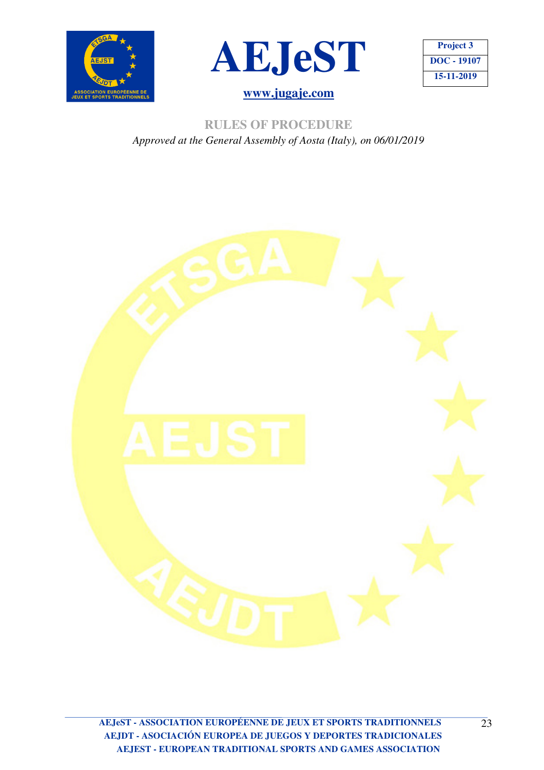# AEJeST

www.jugaje.com

| Project 3 |
|---|
| DOC - 19107 |
| 15-11-2019 |

## RULES OF PROCEDURE

*Approved at the General Assembly of Aosta (Italy), on 06/01/2019*